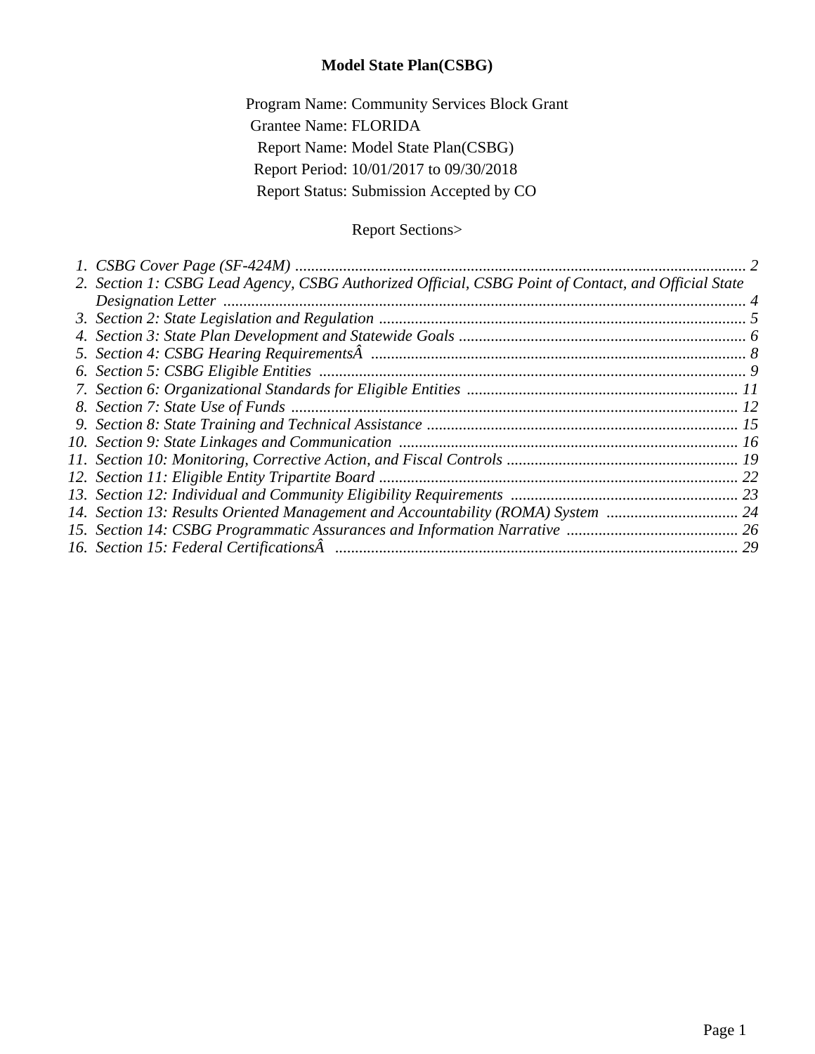# Model State Plan(CSBG)

Program Name: Community Services Block Grant
Grantee Name: FLORIDA
Report Name: Model State Plan(CSBG)
Report Period: 10/01/2017 to 09/30/2018
Report Status: Submission Accepted by CO

Report Sections>

1. *CSBG Cover Page (SF-424M) ............................................................................................................... 2*
2. *Section 1: CSBG Lead Agency, CSBG Authorized Official, CSBG Point of Contact, and Official State Designation Letter ................................................................................................................................. 4*
3. *Section 2: State Legislation and Regulation ........................................................................................... 5*
4. *Section 3: State Plan Development and Statewide Goals ...................................................................... 6*
5. *Section 4: CSBG Hearing RequirementsÂ ............................................................................................ 8*
6. *Section 5: CSBG Eligible Entities .......................................................................................................... 9*
7. *Section 6: Organizational Standards for Eligible Entities .................................................................... 11*
8. *Section 7: State Use of Funds ............................................................................................................... 12*
9. *Section 8: State Training and Technical Assistance ............................................................................. 15*
10. *Section 9: State Linkages and Communication .................................................................................... 16*
11. *Section 10: Monitoring, Corrective Action, and Fiscal Controls .......................................................... 19*
12. *Section 11: Eligible Entity Tripartite Board ......................................................................................... 22*
13. *Section 12: Individual and Community Eligibility Requirements ........................................................ 23*
14. *Section 13: Results Oriented Management and Accountability (ROMA) System ................................. 24*
15. *Section 14: CSBG Programmatic Assurances and Information Narrative ........................................... 26*
16. *Section 15: Federal CertificationsÂ .................................................................................................... 29*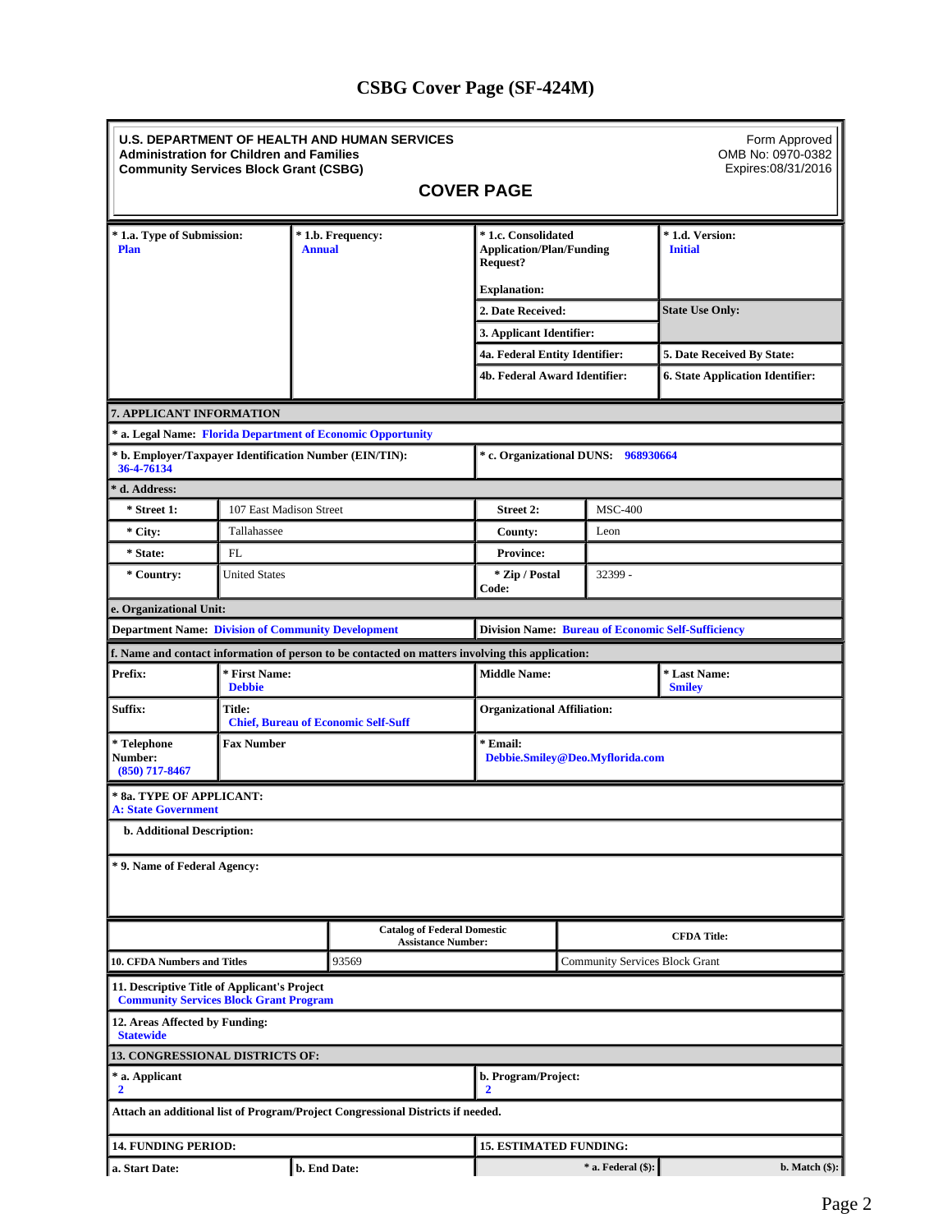# CSBG Cover Page (SF-424M)

**U.S. DEPARTMENT OF HEALTH AND HUMAN SERVICES**
**Administration for Children and Families**
**Community Services Block Grant (CSBG)**

Form Approved
OMB No: 0970-0382
Expires:08/31/2016

## COVER PAGE

| * 1.a. Type of Submission: | * 1.b. Frequency: | * 1.c. Consolidated Application/Plan/Funding Request? | * 1.d. Version: |
|---|---|---|---|
| Plan | Annual | Explanation: | Initial |
| | | 2. Date Received: | State Use Only: |
| | | 3. Applicant Identifier: | |
| | | 4a. Federal Entity Identifier: | 5. Date Received By State: |
| | | 4b. Federal Award Identifier: | 6. State Application Identifier: |

**7. APPLICANT INFORMATION**

**\* a. Legal Name:** Florida Department of Economic Opportunity

| * b. Employer/Taxpayer Identification Number (EIN/TIN): 36-4-76134 | * c. Organizational DUNS: 968930664 |
|---|---|

**\* d. Address:**

| | | | |
|---|---|---|---|
| * Street 1: | 107 East Madison Street | Street 2: | MSC-400 |
| * City: | Tallahassee | County: | Leon |
| * State: | FL | Province: | |
| * Country: | United States | * Zip / Postal Code: | 32399 - |

**e. Organizational Unit:**

| Department Name: Division of Community Development | Division Name: Bureau of Economic Self-Sufficiency |
|---|---|

**f. Name and contact information of person to be contacted on matters involving this application:**

| | | | |
|---|---|---|---|
| Prefix: | * First Name: Debbie | Middle Name: | * Last Name: Smiley |
| Suffix: | Title: Chief, Bureau of Economic Self-Suff | Organizational Affiliation: | |
| * Telephone Number: (850) 717-8467 | Fax Number | * Email: Debbie.Smiley@Deo.Myflorida.com | |

**\* 8a. TYPE OF APPLICANT:**
A: State Government

**b. Additional Description:**

**\* 9. Name of Federal Agency:**

| | Catalog of Federal Domestic Assistance Number: | CFDA Title: |
|---|---|---|
| 10. CFDA Numbers and Titles | 93569 | Community Services Block Grant |

**11. Descriptive Title of Applicant's Project**
Community Services Block Grant Program

**12. Areas Affected by Funding:**
Statewide

**13. CONGRESSIONAL DISTRICTS OF:**

| * a. Applicant | b. Program/Project: |
|---|---|
| 2 | 2 |

Attach an additional list of Program/Project Congressional Districts if needed.

| 14. FUNDING PERIOD: | | 15. ESTIMATED FUNDING: | |
|---|---|---|---|
| a. Start Date: | b. End Date: | * a. Federal ($): | b. Match ($): |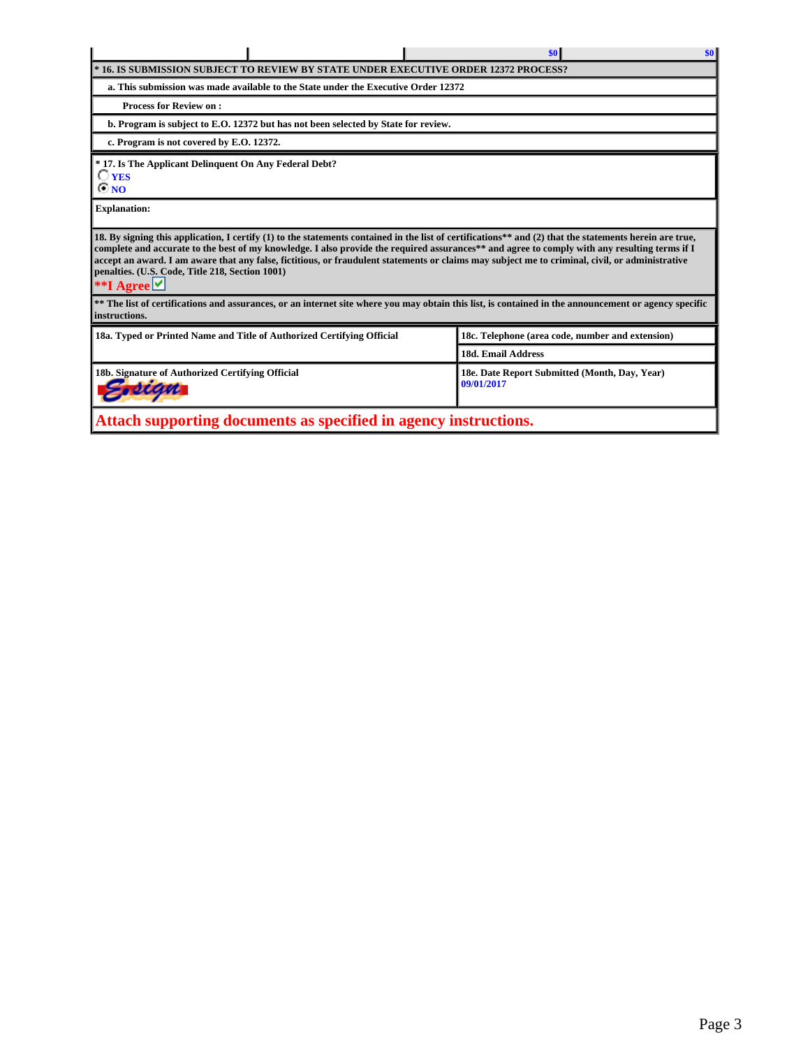| | | $0 | $0 |
|---|---|---|---|

**\* 16. IS SUBMISSION SUBJECT TO REVIEW BY STATE UNDER EXECUTIVE ORDER 12372 PROCESS?**

**a. This submission was made available to the State under the Executive Order 12372**

**Process for Review on :**

**b. Program is subject to E.O. 12372 but has not been selected by State for review.**

**c. Program is not covered by E.O. 12372.**

**\* 17. Is The Applicant Delinquent On Any Federal Debt?**

○ YES
◉ NO

**Explanation:**

**18. By signing this application, I certify (1) to the statements contained in the list of certifications\*\* and (2) that the statements herein are true, complete and accurate to the best of my knowledge. I also provide the required assurances\*\* and agree to comply with any resulting terms if I accept an award. I am aware that any false, fictitious, or fraudulent statements or claims may subject me to criminal, civil, or administrative penalties. (U.S. Code, Title 218, Section 1001)**

**\*\*I Agree** ☑

**\*\* The list of certifications and assurances, or an internet site where you may obtain this list, is contained in the announcement or agency specific instructions.**

| 18a. Typed or Printed Name and Title of Authorized Certifying Official | 18c. Telephone (area code, number and extension) |
|---|---|
| | 18d. Email Address |
| 18b. Signature of Authorized Certifying Official<br>E-sign | 18e. Date Report Submitted (Month, Day, Year)<br>09/01/2017 |

**Attach supporting documents as specified in agency instructions.**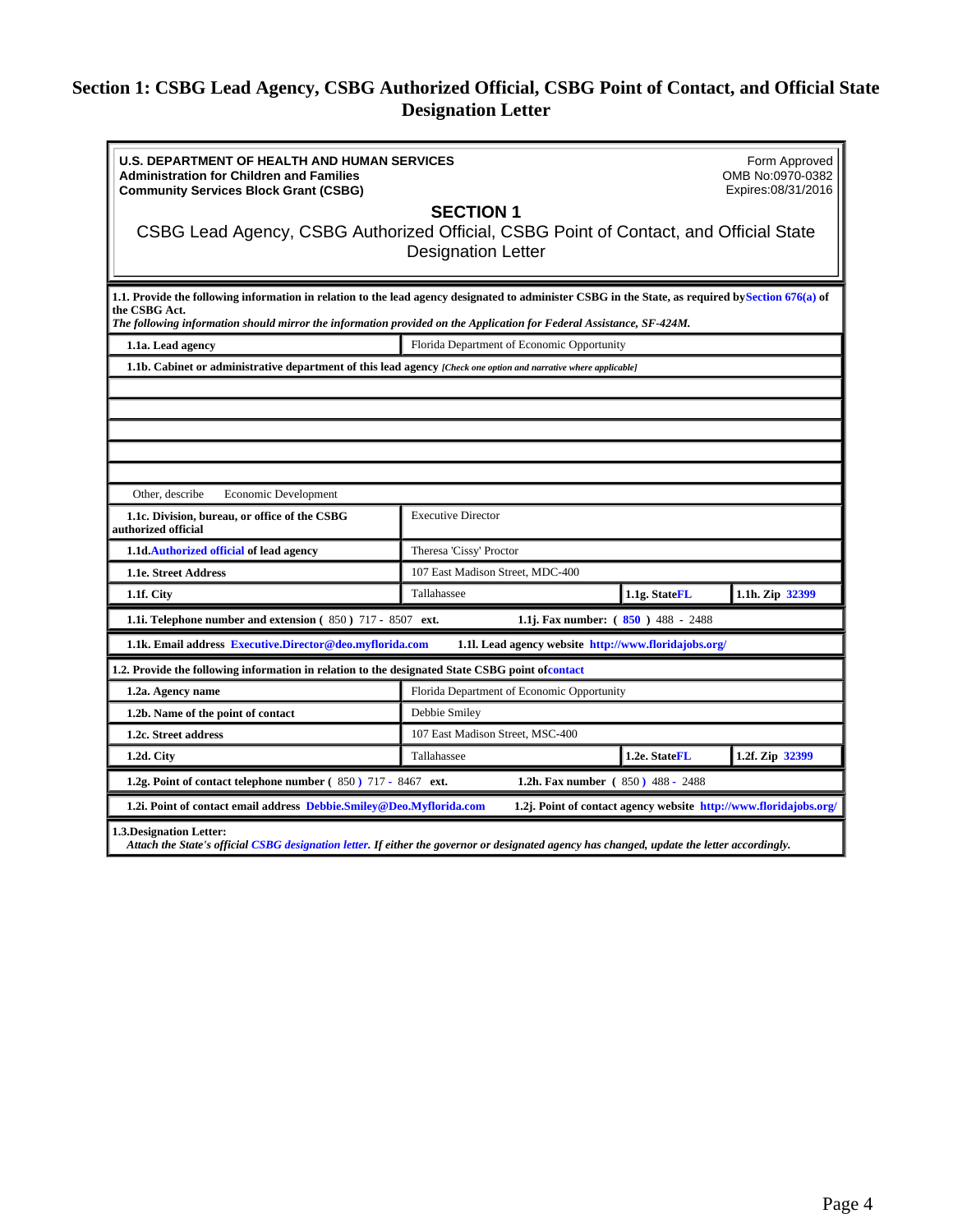# Section 1: CSBG Lead Agency, CSBG Authorized Official, CSBG Point of Contact, and Official State Designation Letter

**U.S. DEPARTMENT OF HEALTH AND HUMAN SERVICES**
**Administration for Children and Families**
**Community Services Block Grant (CSBG)**

Form Approved
OMB No:0970-0382
Expires:08/31/2016

## SECTION 1

CSBG Lead Agency, CSBG Authorized Official, CSBG Point of Contact, and Official State Designation Letter

**1.1. Provide the following information in relation to the lead agency designated to administer CSBG in the State, as required by Section 676(a) of the CSBG Act.**
***The following information should mirror the information provided on the Application for Federal Assistance, SF-424M.***

| | |
|---|---|
| **1.1a. Lead agency** | Florida Department of Economic Opportunity |

**1.1b. Cabinet or administrative department of this lead agency** *[Check one option and narrative where applicable]*

Other, describe Economic Development

| | | | |
|---|---|---|---|
| **1.1c. Division, bureau, or office of the CSBG authorized official** | Executive Director | | |
| **1.1d. Authorized official of lead agency** | Theresa 'Cissy' Proctor | | |
| **1.1e. Street Address** | 107 East Madison Street, MDC-400 | | |
| **1.1f. City** | Tallahassee | **1.1g. State** FL | **1.1h. Zip** 32399 |

**1.1i. Telephone number and extension** ( 850 ) 717 - 8507 **ext.** **1.1j. Fax number:** ( 850 ) 488 - 2488

**1.1k. Email address** Executive.Director@deo.myflorida.com **1.1l. Lead agency website** http://www.floridajobs.org/

**1.2. Provide the following information in relation to the designated State CSBG point of contact**

| | | | |
|---|---|---|---|
| **1.2a. Agency name** | Florida Department of Economic Opportunity | | |
| **1.2b. Name of the point of contact** | Debbie Smiley | | |
| **1.2c. Street address** | 107 East Madison Street, MSC-400 | | |
| **1.2d. City** | Tallahassee | **1.2e. State** FL | **1.2f. Zip** 32399 |

**1.2g. Point of contact telephone number** ( 850 ) 717 - 8467 **ext.** **1.2h. Fax number** ( 850 ) 488 - 2488

**1.2i. Point of contact email address** Debbie.Smiley@Deo.Myflorida.com **1.2j. Point of contact agency website** http://www.floridajobs.org/

**1.3. Designation Letter:**
***Attach the State's official CSBG designation letter. If either the governor or designated agency has changed, update the letter accordingly.***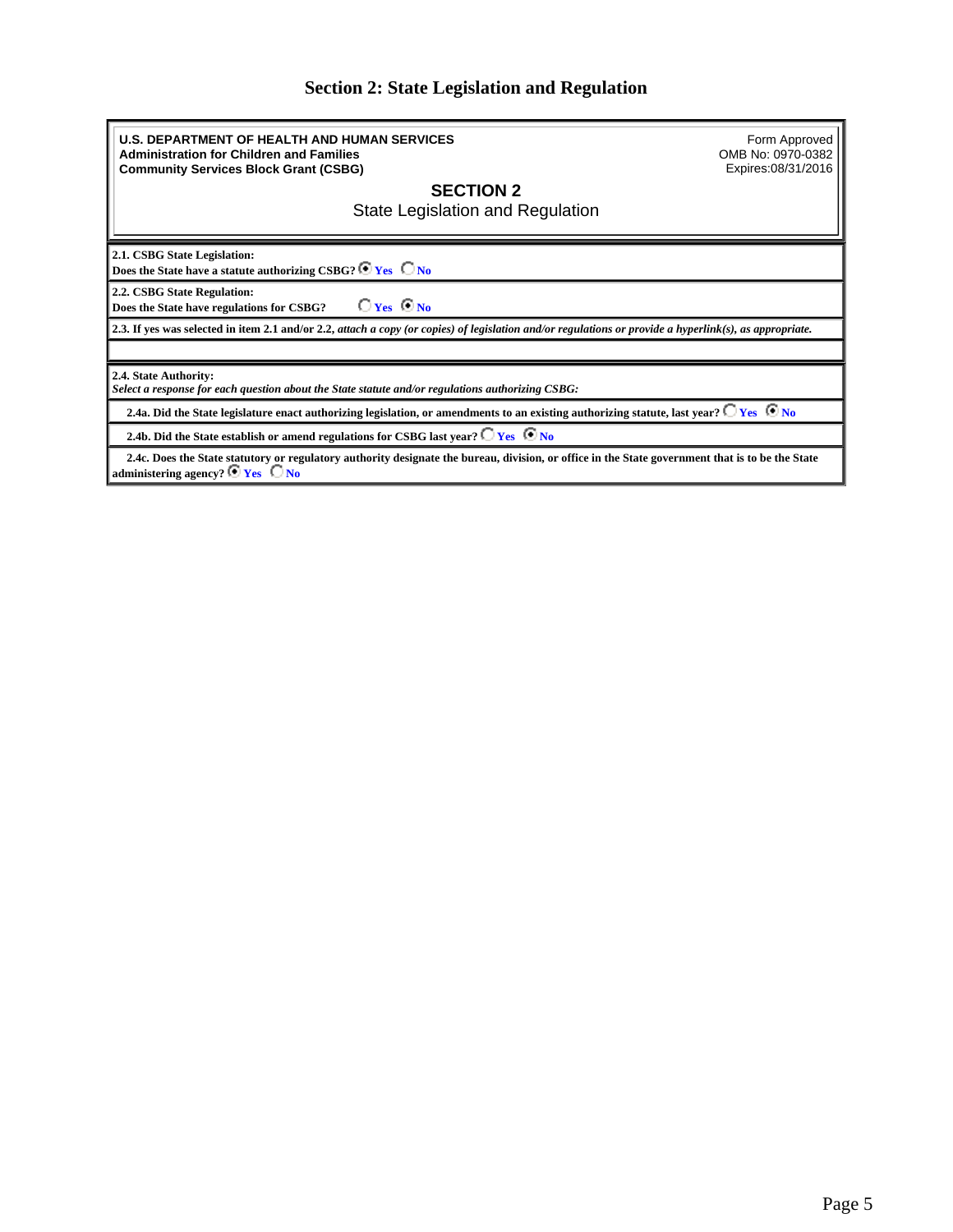# Section 2: State Legislation and Regulation

**U.S. DEPARTMENT OF HEALTH AND HUMAN SERVICES**
**Administration for Children and Families**
**Community Services Block Grant (CSBG)**

Form Approved
OMB No: 0970-0382
Expires:08/31/2016

## SECTION 2

State Legislation and Regulation

**2.1. CSBG State Legislation:**
**Does the State have a statute authorizing CSBG?** (●) Yes ( ) No

**2.2. CSBG State Regulation:**
**Does the State have regulations for CSBG?** ( ) Yes (●) No

**2.3. If yes was selected in item 2.1 and/or 2.2,** ***attach a copy (or copies) of legislation and/or regulations or provide a hyperlink(s), as appropriate.***

**2.4. State Authority:**
***Select a response for each question about the State statute and/or regulations authorizing CSBG:***

**2.4a. Did the State legislature enact authorizing legislation, or amendments to an existing authorizing statute, last year?** ( ) Yes (●) No

**2.4b. Did the State establish or amend regulations for CSBG last year?** ( ) Yes (●) No

**2.4c. Does the State statutory or regulatory authority designate the bureau, division, or office in the State government that is to be the State administering agency?** (●) Yes ( ) No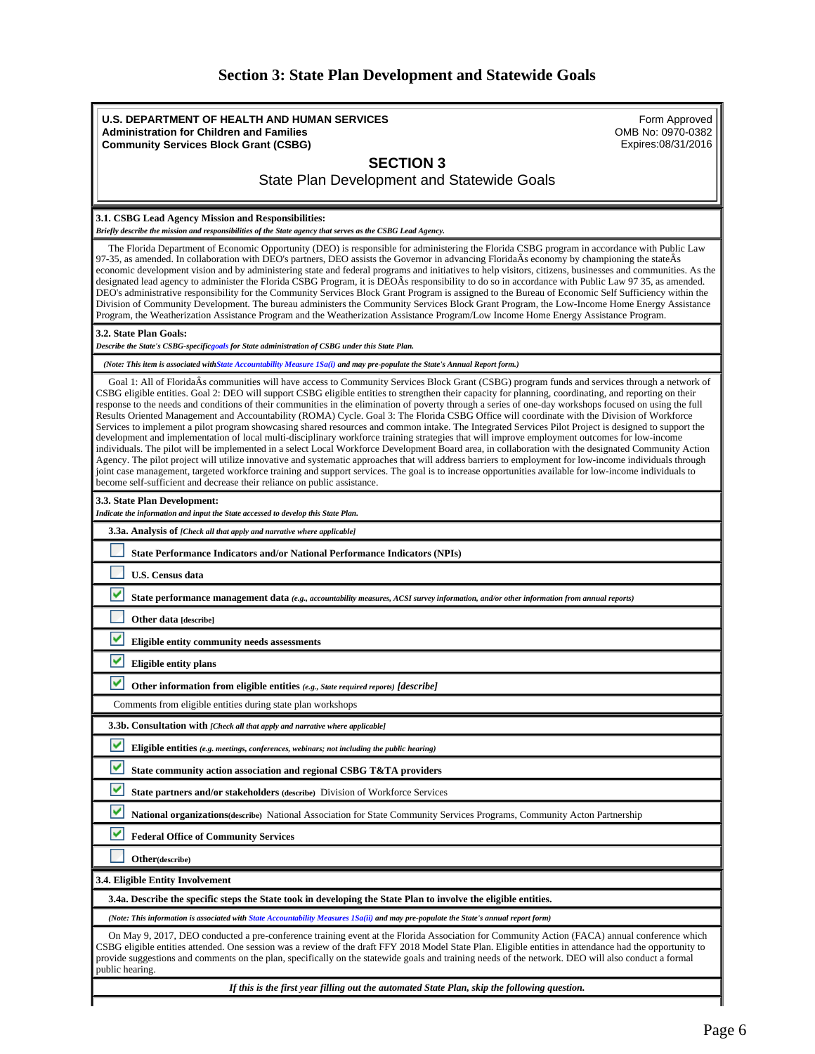# Section 3: State Plan Development and Statewide Goals

**U.S. DEPARTMENT OF HEALTH AND HUMAN SERVICES**
**Administration for Children and Families**
**Community Services Block Grant (CSBG)**

Form Approved
OMB No: 0970-0382
Expires:08/31/2016

## SECTION 3
State Plan Development and Statewide Goals

**3.1. CSBG Lead Agency Mission and Responsibilities:**
*Briefly describe the mission and responsibilities of the State agency that serves as the CSBG Lead Agency.*

The Florida Department of Economic Opportunity (DEO) is responsible for administering the Florida CSBG program in accordance with Public Law 97-35, as amended. In collaboration with DEO's partners, DEO assists the Governor in advancing FloridaÂs economy by championing the stateÂs economic development vision and by administering state and federal programs and initiatives to help visitors, citizens, businesses and communities. As the designated lead agency to administer the Florida CSBG Program, it is DEOÂs responsibility to do so in accordance with Public Law 97 35, as amended. DEO's administrative responsibility for the Community Services Block Grant Program is assigned to the Bureau of Economic Self Sufficiency within the Division of Community Development. The bureau administers the Community Services Block Grant Program, the Low-Income Home Energy Assistance Program, the Weatherization Assistance Program and the Weatherization Assistance Program/Low Income Home Energy Assistance Program.

**3.2. State Plan Goals:**
*Describe the State's CSBG-specificgoals for State administration of CSBG under this State Plan.*

*(Note: This item is associated withState Accountability Measure 1Sa(i) and may pre-populate the State's Annual Report form.)*

Goal 1: All of FloridaÂs communities will have access to Community Services Block Grant (CSBG) program funds and services through a network of CSBG eligible entities. Goal 2: DEO will support CSBG eligible entities to strengthen their capacity for planning, coordinating, and reporting on their response to the needs and conditions of their communities in the elimination of poverty through a series of one-day workshops focused on using the full Results Oriented Management and Accountability (ROMA) Cycle. Goal 3: The Florida CSBG Office will coordinate with the Division of Workforce Services to implement a pilot program showcasing shared resources and common intake. The Integrated Services Pilot Project is designed to support the development and implementation of local multi-disciplinary workforce training strategies that will improve employment outcomes for low-income individuals. The pilot will be implemented in a select Local Workforce Development Board area, in collaboration with the designated Community Action Agency. The pilot project will utilize innovative and systematic approaches that will address barriers to employment for low-income individuals through joint case management, targeted workforce training and support services. The goal is to increase opportunities available for low-income individuals to become self-sufficient and decrease their reliance on public assistance.

**3.3. State Plan Development:**
*Indicate the information and input the State accessed to develop this State Plan.*

**3.3a. Analysis of** *[Check all that apply and narrative where applicable]*

- [ ] **State Performance Indicators and/or National Performance Indicators (NPIs)**
- [ ] **U.S. Census data**
- [x] **State performance management data** *(e.g., accountability measures, ACSI survey information, and/or other information from annual reports)*
- [ ] **Other data** [describe]
- [x] **Eligible entity community needs assessments**
- [x] **Eligible entity plans**
- [x] **Other information from eligible entities** *(e.g., State required reports) [describe]*

Comments from eligible entities during state plan workshops

**3.3b. Consultation with** *[Check all that apply and narrative where applicable]*

- [x] **Eligible entities** *(e.g. meetings, conferences, webinars; not including the public hearing)*
- [x] **State community action association and regional CSBG T&TA providers**
- [x] **State partners and/or stakeholders** (describe) Division of Workforce Services
- [x] **National organizations**(describe) National Association for State Community Services Programs, Community Acton Partnership
- [x] **Federal Office of Community Services**
- [ ] **Other**(describe)

**3.4. Eligible Entity Involvement**

**3.4a. Describe the specific steps the State took in developing the State Plan to involve the eligible entities.**

*(Note: This information is associated with State Accountability Measures 1Sa(ii) and may pre-populate the State's annual report form)*

On May 9, 2017, DEO conducted a pre-conference training event at the Florida Association for Community Action (FACA) annual conference which CSBG eligible entities attended. One session was a review of the draft FFY 2018 Model State Plan. Eligible entities in attendance had the opportunity to provide suggestions and comments on the plan, specifically on the statewide goals and training needs of the network. DEO will also conduct a formal public hearing.

*If this is the first year filling out the automated State Plan, skip the following question.*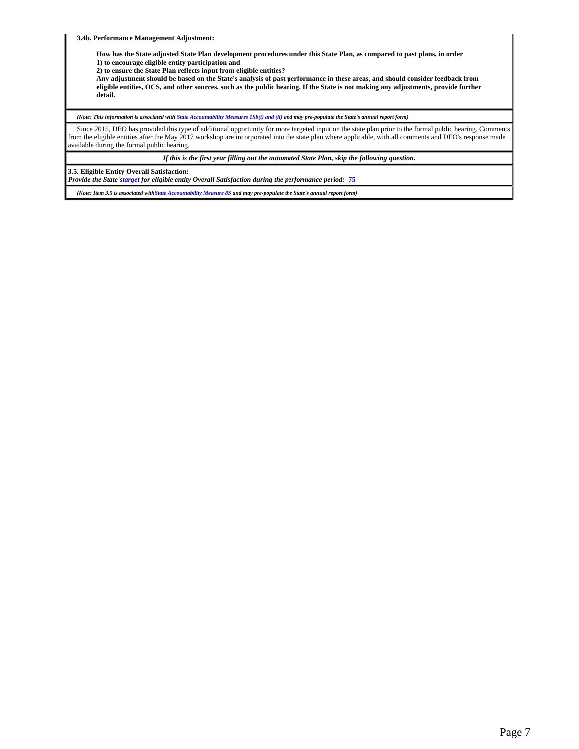**3.4b. Performance Management Adjustment:**

**How has the State adjusted State Plan development procedures under this State Plan, as compared to past plans, in order**
**1) to encourage eligible entity participation and**
**2) to ensure the State Plan reflects input from eligible entities?**
**Any adjustment should be based on the State's analysis of past performance in these areas, and should consider feedback from eligible entities, OCS, and other sources, such as the public hearing. If the State is not making any adjustments, provide further detail.**

*(Note: This information is associated with State Accountability Measures 1Sb(i) and (ii) and may pre-populate the State's annual report form)*

Since 2015, DEO has provided this type of additional opportunity for more targeted input on the state plan prior to the formal public hearing. Comments from the eligible entities after the May 2017 workshop are incorporated into the state plan where applicable, with all comments and DEO's response made available during the formal public hearing.

***If this is the first year filling out the automated State Plan, skip the following question.***

**3.5. Eligible Entity Overall Satisfaction:**
***Provide the State'starget for eligible entity Overall Satisfaction during the performance period:*** **75**

*(Note: Item 3.5 is associated withState Accountability Measure 8S and may pre-populate the State's annual report form)*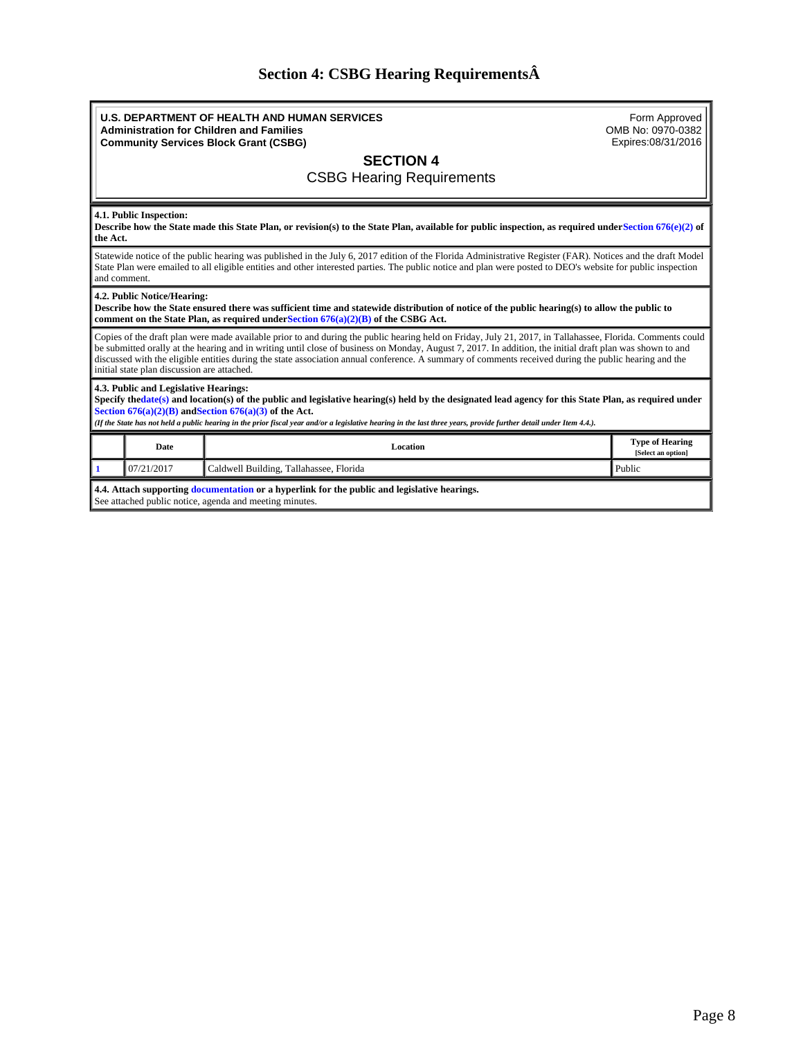# Section 4: CSBG Hearing RequirementsÂ

**U.S. DEPARTMENT OF HEALTH AND HUMAN SERVICES**
**Administration for Children and Families**
**Community Services Block Grant (CSBG)**

Form Approved
OMB No: 0970-0382
Expires:08/31/2016

## SECTION 4
CSBG Hearing Requirements

**4.1. Public Inspection:**
**Describe how the State made this State Plan, or revision(s) to the State Plan, available for public inspection, as required under Section 676(e)(2) of the Act.**

Statewide notice of the public hearing was published in the July 6, 2017 edition of the Florida Administrative Register (FAR). Notices and the draft Model State Plan were emailed to all eligible entities and other interested parties. The public notice and plan were posted to DEO's website for public inspection and comment.

**4.2. Public Notice/Hearing:**
**Describe how the State ensured there was sufficient time and statewide distribution of notice of the public hearing(s) to allow the public to comment on the State Plan, as required under Section 676(a)(2)(B) of the CSBG Act.**

Copies of the draft plan were made available prior to and during the public hearing held on Friday, July 21, 2017, in Tallahassee, Florida. Comments could be submitted orally at the hearing and in writing until close of business on Monday, August 7, 2017. In addition, the initial draft plan was shown to and discussed with the eligible entities during the state association annual conference. A summary of comments received during the public hearing and the initial state plan discussion are attached.

**4.3. Public and Legislative Hearings:**
**Specify the date(s) and location(s) of the public and legislative hearing(s) held by the designated lead agency for this State Plan, as required under Section 676(a)(2)(B) and Section 676(a)(3) of the Act.**
***(If the State has not held a public hearing in the prior fiscal year and/or a legislative hearing in the last three years, provide further detail under Item 4.4.).***

| | Date | Location | Type of Hearing [Select an option] |
|---|---|---|---|
| 1 | 07/21/2017 | Caldwell Building, Tallahassee, Florida | Public |

**4.4. Attach supporting documentation or a hyperlink for the public and legislative hearings.**
See attached public notice, agenda and meeting minutes.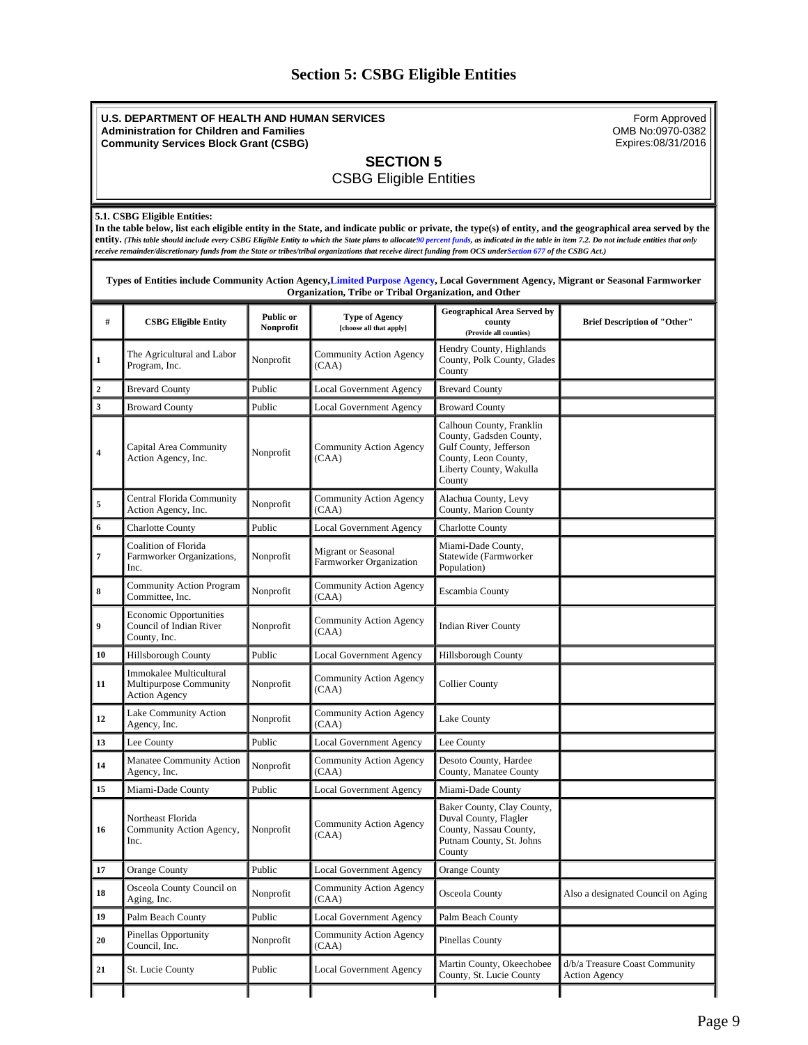# Section 5: CSBG Eligible Entities

**U.S. DEPARTMENT OF HEALTH AND HUMAN SERVICES**
**Administration for Children and Families**
**Community Services Block Grant (CSBG)**

Form Approved
OMB No:0970-0382
Expires:08/31/2016

## SECTION 5

CSBG Eligible Entities

**5.1. CSBG Eligible Entities:**
**In the table below, list each eligible entity in the State, and indicate public or private, the type(s) of entity, and the geographical area served by the entity.** *(This table should include every CSBG Eligible Entity to which the State plans to allocate 90 percent funds, as indicated in the table in item 7.2. Do not include entities that only receive remainder/discretionary funds from the State or tribes/tribal organizations that receive direct funding from OCS under Section 677 of the CSBG Act.)*

**Types of Entities include Community Action Agency, Limited Purpose Agency, Local Government Agency, Migrant or Seasonal Farmworker Organization, Tribe or Tribal Organization, and Other**

| # | CSBG Eligible Entity | Public or Nonprofit | Type of Agency [choose all that apply] | Geographical Area Served by county (Provide all counties) | Brief Description of "Other" |
|---|---|---|---|---|---|
| 1 | The Agricultural and Labor Program, Inc. | Nonprofit | Community Action Agency (CAA) | Hendry County, Highlands County, Polk County, Glades County | |
| 2 | Brevard County | Public | Local Government Agency | Brevard County | |
| 3 | Broward County | Public | Local Government Agency | Broward County | |
| 4 | Capital Area Community Action Agency, Inc. | Nonprofit | Community Action Agency (CAA) | Calhoun County, Franklin County, Gadsden County, Gulf County, Jefferson County, Leon County, Liberty County, Wakulla County | |
| 5 | Central Florida Community Action Agency, Inc. | Nonprofit | Community Action Agency (CAA) | Alachua County, Levy County, Marion County | |
| 6 | Charlotte County | Public | Local Government Agency | Charlotte County | |
| 7 | Coalition of Florida Farmworker Organizations, Inc. | Nonprofit | Migrant or Seasonal Farmworker Organization | Miami-Dade County, Statewide (Farmworker Population) | |
| 8 | Community Action Program Committee, Inc. | Nonprofit | Community Action Agency (CAA) | Escambia County | |
| 9 | Economic Opportunities Council of Indian River County, Inc. | Nonprofit | Community Action Agency (CAA) | Indian River County | |
| 10 | Hillsborough County | Public | Local Government Agency | Hillsborough County | |
| 11 | Immokalee Multicultural Multipurpose Community Action Agency | Nonprofit | Community Action Agency (CAA) | Collier County | |
| 12 | Lake Community Action Agency, Inc. | Nonprofit | Community Action Agency (CAA) | Lake County | |
| 13 | Lee County | Public | Local Government Agency | Lee County | |
| 14 | Manatee Community Action Agency, Inc. | Nonprofit | Community Action Agency (CAA) | Desoto County, Hardee County, Manatee County | |
| 15 | Miami-Dade County | Public | Local Government Agency | Miami-Dade County | |
| 16 | Northeast Florida Community Action Agency, Inc. | Nonprofit | Community Action Agency (CAA) | Baker County, Clay County, Duval County, Flagler County, Nassau County, Putnam County, St. Johns County | |
| 17 | Orange County | Public | Local Government Agency | Orange County | |
| 18 | Osceola County Council on Aging, Inc. | Nonprofit | Community Action Agency (CAA) | Osceola County | Also a designated Council on Aging |
| 19 | Palm Beach County | Public | Local Government Agency | Palm Beach County | |
| 20 | Pinellas Opportunity Council, Inc. | Nonprofit | Community Action Agency (CAA) | Pinellas County | |
| 21 | St. Lucie County | Public | Local Government Agency | Martin County, Okeechobee County, St. Lucie County | d/b/a Treasure Coast Community Action Agency |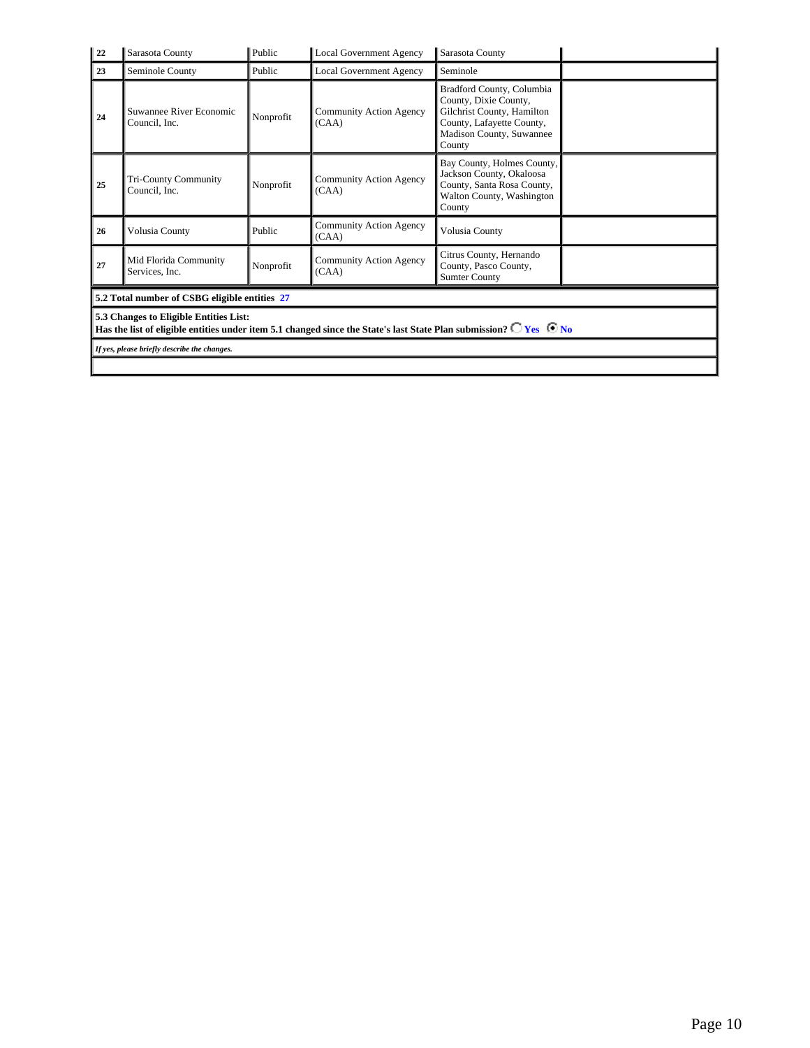| | | | | | |
|---|---|---|---|---|---|
| 22 | Sarasota County | Public | Local Government Agency | Sarasota County | |
| 23 | Seminole County | Public | Local Government Agency | Seminole | |
| 24 | Suwannee River Economic Council, Inc. | Nonprofit | Community Action Agency (CAA) | Bradford County, Columbia County, Dixie County, Gilchrist County, Hamilton County, Lafayette County, Madison County, Suwannee County | |
| 25 | Tri-County Community Council, Inc. | Nonprofit | Community Action Agency (CAA) | Bay County, Holmes County, Jackson County, Okaloosa County, Santa Rosa County, Walton County, Washington County | |
| 26 | Volusia County | Public | Community Action Agency (CAA) | Volusia County | |
| 27 | Mid Florida Community Services, Inc. | Nonprofit | Community Action Agency (CAA) | Citrus County, Hernando County, Pasco County, Sumter County | |

**5.2 Total number of CSBG eligible entities** 27

**5.3 Changes to Eligible Entities List:**
**Has the list of eligible entities under item 5.1 changed since the State's last State Plan submission?** ○ Yes ◉ No

***If yes, please briefly describe the changes.***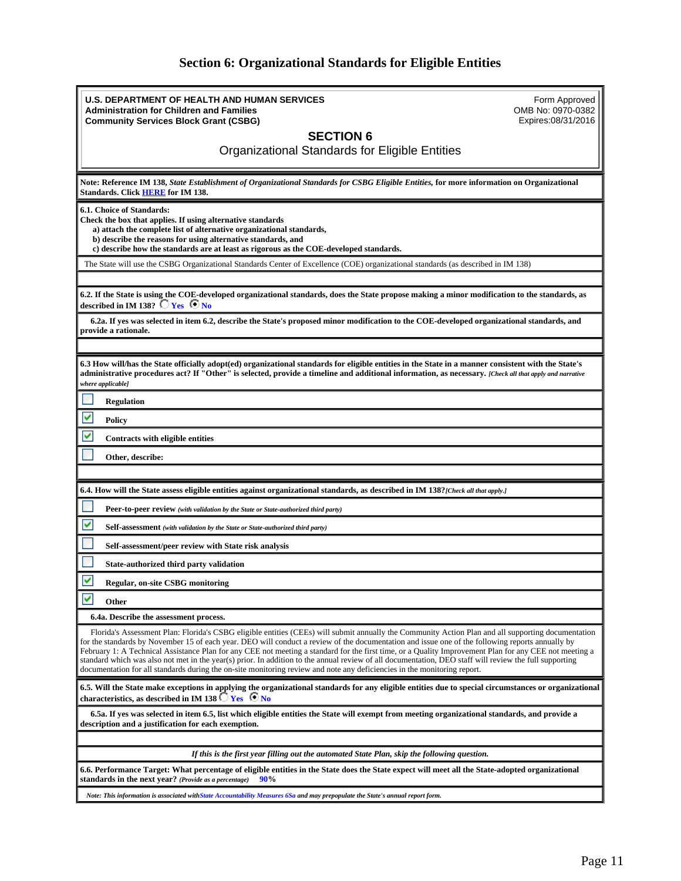# Section 6: Organizational Standards for Eligible Entities

**U.S. DEPARTMENT OF HEALTH AND HUMAN SERVICES**
**Administration for Children and Families**
**Community Services Block Grant (CSBG)**

Form Approved
OMB No: 0970-0382
Expires:08/31/2016

## SECTION 6

Organizational Standards for Eligible Entities

**Note: Reference IM 138,** ***State Establishment of Organizational Standards for CSBG Eligible Entities,*** **for more information on Organizational Standards. Click HERE for IM 138.**

**6.1. Choice of Standards:**
**Check the box that applies. If using alternative standards**
**a) attach the complete list of alternative organizational standards,**
**b) describe the reasons for using alternative standards, and**
**c) describe how the standards are at least as rigorous as the COE-developed standards.**

The State will use the CSBG Organizational Standards Center of Excellence (COE) organizational standards (as described in IM 138)

**6.2. If the State is using the COE-developed organizational standards, does the State propose making a minor modification to the standards, as described in IM 138?** ☐ Yes ☒ No

**6.2a. If yes was selected in item 6.2, describe the State's proposed minor modification to the COE-developed organizational standards, and provide a rationale.**

**6.3 How will/has the State officially adopt(ed) organizational standards for eligible entities in the State in a manner consistent with the State's administrative procedures act? If "Other" is selected, provide a timeline and additional information, as necessary.** *[Check all that apply and narrative where applicable]*

- ☐ **Regulation**
- ☑ **Policy**
- ☑ **Contracts with eligible entities**
- ☐ **Other, describe:**

**6.4. How will the State assess eligible entities against organizational standards, as described in IM 138?** *[Check all that apply.]*

- ☐ **Peer-to-peer review** *(with validation by the State or State-authorized third party)*
- ☑ **Self-assessment** *(with validation by the State or State-authorized third party)*
- ☐ **Self-assessment/peer review with State risk analysis**
- ☐ **State-authorized third party validation**
- ☑ **Regular, on-site CSBG monitoring**
- ☑ **Other**

**6.4a. Describe the assessment process.**

Florida's Assessment Plan: Florida's CSBG eligible entities (CEEs) will submit annually the Community Action Plan and all supporting documentation for the standards by November 15 of each year. DEO will conduct a review of the documentation and issue one of the following reports annually by February 1: A Technical Assistance Plan for any CEE not meeting a standard for the first time, or a Quality Improvement Plan for any CEE not meeting a standard which was also not met in the year(s) prior. In addition to the annual review of all documentation, DEO staff will review the full supporting documentation for all standards during the on-site monitoring review and note any deficiencies in the monitoring report.

**6.5. Will the State make exceptions in applying the organizational standards for any eligible entities due to special circumstances or organizational characteristics, as described in IM 138** ☐ Yes ☒ No

**6.5a. If yes was selected in item 6.5, list which eligible entities the State will exempt from meeting organizational standards, and provide a description and a justification for each exemption.**

*If this is the first year filling out the automated State Plan, skip the following question.*

**6.6. Performance Target: What percentage of eligible entities in the State does the State expect will meet all the State-adopted organizational standards in the next year?** *(Provide as a percentage)* **90%**

*Note: This information is associated with State Accountability Measures 6Sa and may prepopulate the State's annual report form.*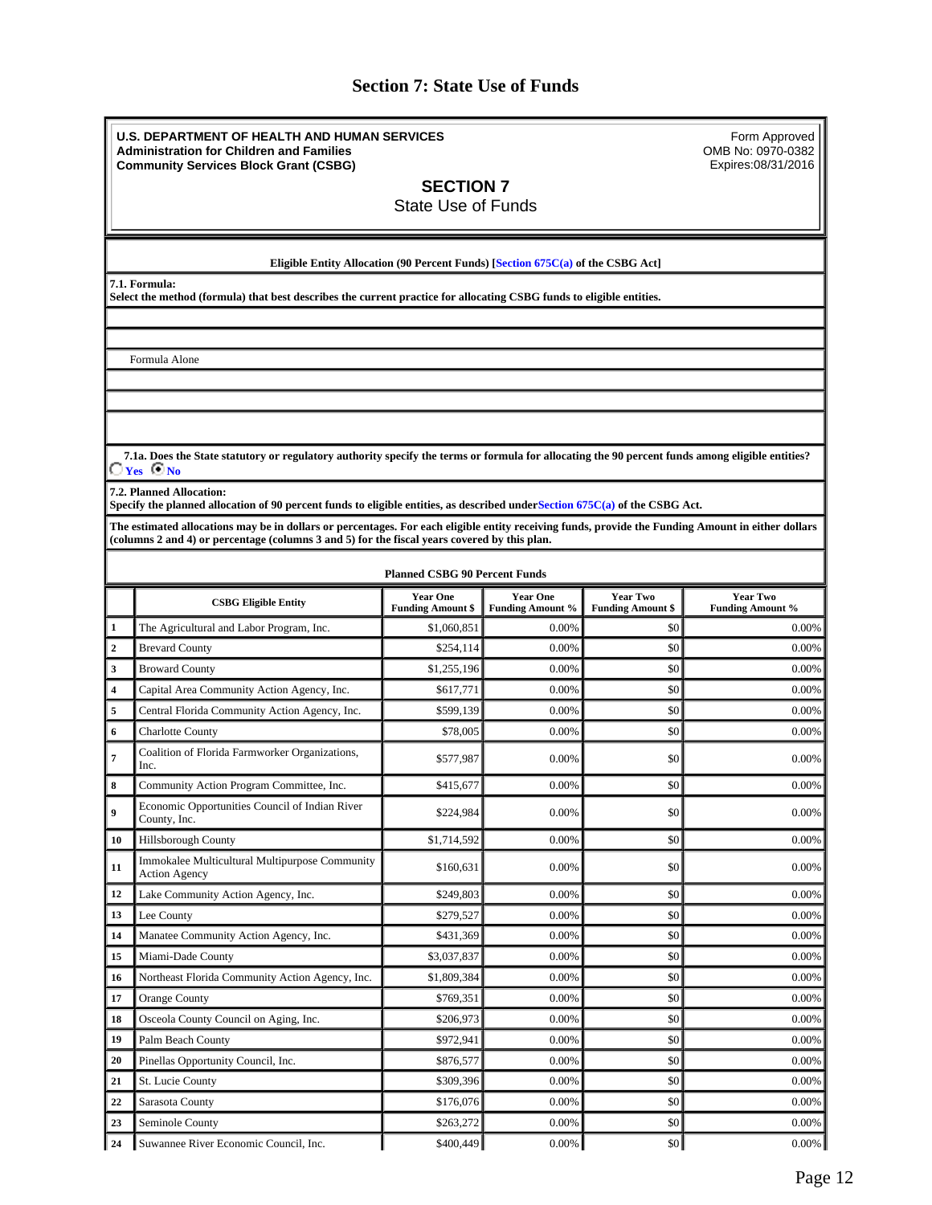# Section 7: State Use of Funds

**U.S. DEPARTMENT OF HEALTH AND HUMAN SERVICES**
**Administration for Children and Families**
**Community Services Block Grant (CSBG)**

Form Approved
OMB No: 0970-0382
Expires:08/31/2016

## SECTION 7
State Use of Funds

**Eligible Entity Allocation (90 Percent Funds) [Section 675C(a) of the CSBG Act]**

**7.1. Formula:**
**Select the method (formula) that best describes the current practice for allocating CSBG funds to eligible entities.**

Formula Alone

**7.1a. Does the State statutory or regulatory authority specify the terms or formula for allocating the 90 percent funds among eligible entities?**
○ Yes ◉ No

**7.2. Planned Allocation:**
**Specify the planned allocation of 90 percent funds to eligible entities, as described under Section 675C(a) of the CSBG Act.**

**The estimated allocations may be in dollars or percentages. For each eligible entity receiving funds, provide the Funding Amount in either dollars (columns 2 and 4) or percentage (columns 3 and 5) for the fiscal years covered by this plan.**

**Planned CSBG 90 Percent Funds**

| | CSBG Eligible Entity | Year One Funding Amount $ | Year One Funding Amount % | Year Two Funding Amount $ | Year Two Funding Amount % |
|---|---|---|---|---|---|
| 1 | The Agricultural and Labor Program, Inc. | $1,060,851 | 0.00% | $0 | 0.00% |
| 2 | Brevard County | $254,114 | 0.00% | $0 | 0.00% |
| 3 | Broward County | $1,255,196 | 0.00% | $0 | 0.00% |
| 4 | Capital Area Community Action Agency, Inc. | $617,771 | 0.00% | $0 | 0.00% |
| 5 | Central Florida Community Action Agency, Inc. | $599,139 | 0.00% | $0 | 0.00% |
| 6 | Charlotte County | $78,005 | 0.00% | $0 | 0.00% |
| 7 | Coalition of Florida Farmworker Organizations, Inc. | $577,987 | 0.00% | $0 | 0.00% |
| 8 | Community Action Program Committee, Inc. | $415,677 | 0.00% | $0 | 0.00% |
| 9 | Economic Opportunities Council of Indian River County, Inc. | $224,984 | 0.00% | $0 | 0.00% |
| 10 | Hillsborough County | $1,714,592 | 0.00% | $0 | 0.00% |
| 11 | Immokalee Multicultural Multipurpose Community Action Agency | $160,631 | 0.00% | $0 | 0.00% |
| 12 | Lake Community Action Agency, Inc. | $249,803 | 0.00% | $0 | 0.00% |
| 13 | Lee County | $279,527 | 0.00% | $0 | 0.00% |
| 14 | Manatee Community Action Agency, Inc. | $431,369 | 0.00% | $0 | 0.00% |
| 15 | Miami-Dade County | $3,037,837 | 0.00% | $0 | 0.00% |
| 16 | Northeast Florida Community Action Agency, Inc. | $1,809,384 | 0.00% | $0 | 0.00% |
| 17 | Orange County | $769,351 | 0.00% | $0 | 0.00% |
| 18 | Osceola County Council on Aging, Inc. | $206,973 | 0.00% | $0 | 0.00% |
| 19 | Palm Beach County | $972,941 | 0.00% | $0 | 0.00% |
| 20 | Pinellas Opportunity Council, Inc. | $876,577 | 0.00% | $0 | 0.00% |
| 21 | St. Lucie County | $309,396 | 0.00% | $0 | 0.00% |
| 22 | Sarasota County | $176,076 | 0.00% | $0 | 0.00% |
| 23 | Seminole County | $263,272 | 0.00% | $0 | 0.00% |
| 24 | Suwannee River Economic Council, Inc. | $400,449 | 0.00% | $0 | 0.00% |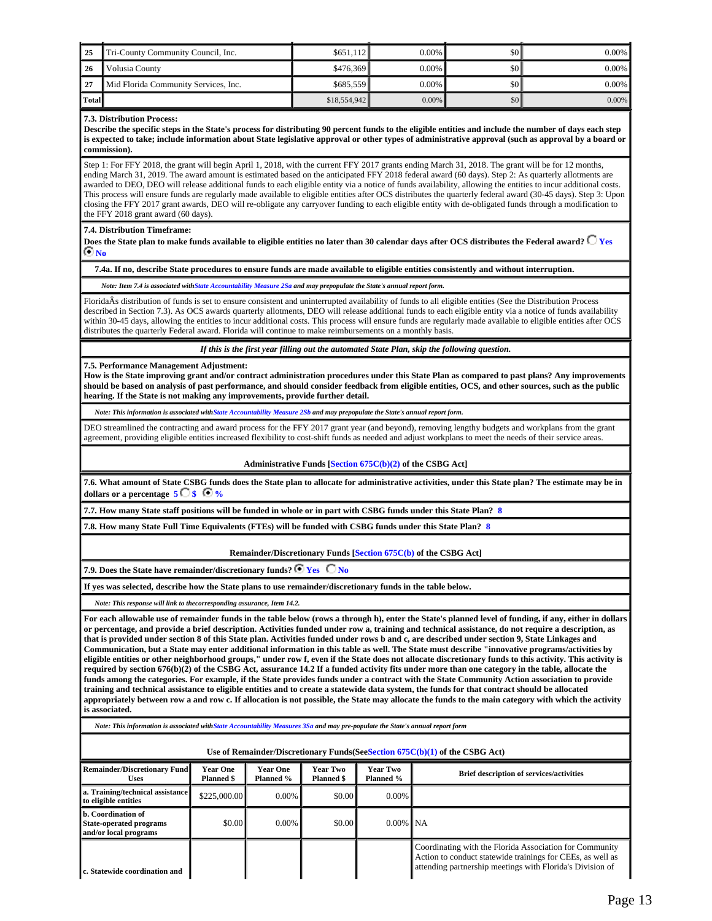| 25 | Tri-County Community Council, Inc. | $651,112 | 0.00% | $0 | 0.00% |
|---|---|---|---|---|---|
| 26 | Volusia County | $476,369 | 0.00% | $0 | 0.00% |
| 27 | Mid Florida Community Services, Inc. | $685,559 | 0.00% | $0 | 0.00% |
| Total | | $18,554,942 | 0.00% | $0 | 0.00% |

**7.3. Distribution Process:**
**Describe the specific steps in the State's process for distributing 90 percent funds to the eligible entities and include the number of days each step is expected to take; include information about State legislative approval or other types of administrative approval (such as approval by a board or commission).**

Step 1: For FFY 2018, the grant will begin April 1, 2018, with the current FFY 2017 grants ending March 31, 2018. The grant will be for 12 months, ending March 31, 2019. The award amount is estimated based on the anticipated FFY 2018 federal award (60 days). Step 2: As quarterly allotments are awarded to DEO, DEO will release additional funds to each eligible entity via a notice of funds availability, allowing the entities to incur additional costs. This process will ensure funds are regularly made available to eligible entities after OCS distributes the quarterly federal award (30-45 days). Step 3: Upon closing the FFY 2017 grant awards, DEO will re-obligate any carryover funding to each eligible entity with de-obligated funds through a modification to the FFY 2018 grant award (60 days).

**7.4. Distribution Timeframe:**
**Does the State plan to make funds available to eligible entities no later than 30 calendar days after OCS distributes the Federal award?** ○ Yes ◉ No

**7.4a. If no, describe State procedures to ensure funds are made available to eligible entities consistently and without interruption.**

*Note: Item 7.4 is associated with State Accountability Measure 2Sa and may prepopulate the State's annual report form.*

FloridaÂs distribution of funds is set to ensure consistent and uninterrupted availability of funds to all eligible entities (See the Distribution Process described in Section 7.3). As OCS awards quarterly allotments, DEO will release additional funds to each eligible entity via a notice of funds availability within 30-45 days, allowing the entities to incur additional costs. This process will ensure funds are regularly made available to eligible entities after OCS distributes the quarterly Federal award. Florida will continue to make reimbursements on a monthly basis.

*If this is the first year filling out the automated State Plan, skip the following question.*

**7.5. Performance Management Adjustment:**
**How is the State improving grant and/or contract administration procedures under this State Plan as compared to past plans? Any improvements should be based on analysis of past performance, and should consider feedback from eligible entities, OCS, and other sources, such as the public hearing. If the State is not making any improvements, provide further detail.**

*Note: This information is associated with State Accountability Measure 2Sb and may prepopulate the State's annual report form.*

DEO streamlined the contracting and award process for the FFY 2017 grant year (and beyond), removing lengthy budgets and workplans from the grant agreement, providing eligible entities increased flexibility to cost-shift funds as needed and adjust workplans to meet the needs of their service areas.

**Administrative Funds [Section 675C(b)(2) of the CSBG Act]**

**7.6. What amount of State CSBG funds does the State plan to allocate for administrative activities, under this State plan? The estimate may be in dollars or a percentage** 5 ○ $ ◉ %

**7.7. How many State staff positions will be funded in whole or in part with CSBG funds under this State Plan?** 8

**7.8. How many State Full Time Equivalents (FTEs) will be funded with CSBG funds under this State Plan?** 8

**Remainder/Discretionary Funds [Section 675C(b) of the CSBG Act]**

**7.9. Does the State have remainder/discretionary funds?** ◉ Yes ○ No

**If yes was selected, describe how the State plans to use remainder/discretionary funds in the table below.**

*Note: This response will link to the corresponding assurance, Item 14.2.*

**For each allowable use of remainder funds in the table below (rows a through h), enter the State's planned level of funding, if any, either in dollars or percentage, and provide a brief description. Activities funded under row a, training and technical assistance, do not require a description, as that is provided under section 8 of this State plan. Activities funded under rows b and c, are described under section 9, State Linkages and Communication, but a State may enter additional information in this table as well. The State must describe "innovative programs/activities by eligible entities or other neighborhood groups," under row f, even if the State does not allocate discretionary funds to this activity. This activity is required by section 676(b)(2) of the CSBG Act, assurance 14.2 If a funded activity fits under more than one category in the table, allocate the funds among the categories. For example, if the State provides funds under a contract with the State Community Action association to provide training and technical assistance to eligible entities and to create a statewide data system, the funds for that contract should be allocated appropriately between row a and row c. If allocation is not possible, the State may allocate the funds to the main category with which the activity is associated.**

*Note: This information is associated with State Accountability Measures 3Sa and may pre-populate the State's annual report form*

**Use of Remainder/Discretionary Funds(See Section 675C(b)(1) of the CSBG Act)**

| Remainder/Discretionary Fund Uses | Year One Planned $ | Year One Planned % | Year Two Planned $ | Year Two Planned % | Brief description of services/activities |
|---|---|---|---|---|---|
| a. Training/technical assistance to eligible entities | $225,000.00 | 0.00% | $0.00 | 0.00% | |
| b. Coordination of State-operated programs and/or local programs | $0.00 | 0.00% | $0.00 | 0.00% | NA |
| c. Statewide coordination and | | | | | Coordinating with the Florida Association for Community Action to conduct statewide trainings for CEEs, as well as attending partnership meetings with Florida's Division of |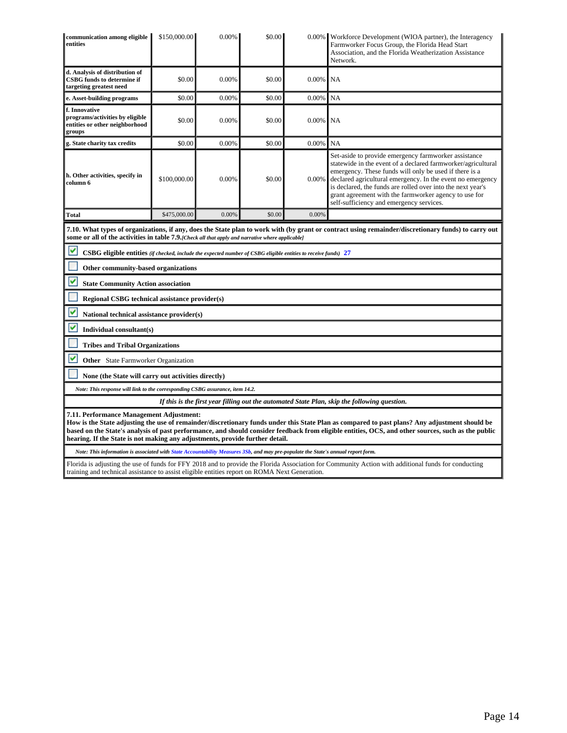| | | | | | |
|---|---|---|---|---|---|
| **communication among eligible entities** | $150,000.00 | 0.00% | $0.00 | 0.00% | Workforce Development (WIOA partner), the Interagency Farmworker Focus Group, the Florida Head Start Association, and the Florida Weatherization Assistance Network. |
| **d. Analysis of distribution of CSBG funds to determine if targeting greatest need** | $0.00 | 0.00% | $0.00 | 0.00% | NA |
| **e. Asset-building programs** | $0.00 | 0.00% | $0.00 | 0.00% | NA |
| **f. Innovative programs/activities by eligible entities or other neighborhood groups** | $0.00 | 0.00% | $0.00 | 0.00% | NA |
| **g. State charity tax credits** | $0.00 | 0.00% | $0.00 | 0.00% | NA |
| **h. Other activities, specify in column 6** | $100,000.00 | 0.00% | $0.00 | 0.00% | Set-aside to provide emergency farmworker assistance statewide in the event of a declared farmworker/agricultural emergency. These funds will only be used if there is a declared agricultural emergency. In the event no emergency is declared, the funds are rolled over into the next year's grant agreement with the farmworker agency to use for self-sufficiency and emergency services. |
| **Total** | $475,000.00 | 0.00% | $0.00 | 0.00% | |

**7.10. What types of organizations, if any, does the State plan to work with (by grant or contract using remainder/discretionary funds) to carry out some or all of the activities in table 7.9.** *[Check all that apply and narrative where applicable]*

- [x] **CSBG eligible entities** *(if checked, include the expected number of CSBG eligible entities to receive funds)* 27
- [ ] **Other community-based organizations**
- [x] **State Community Action association**
- [ ] **Regional CSBG technical assistance provider(s)**
- [x] **National technical assistance provider(s)**
- [x] **Individual consultant(s)**
- [ ] **Tribes and Tribal Organizations**
- [x] **Other** State Farmworker Organization
- [ ] **None (the State will carry out activities directly)**

*Note: This response will link to the corresponding CSBG assurance, item 14.2.*

*If this is the first year filling out the automated State Plan, skip the following question.*

**7.11. Performance Management Adjustment:**
**How is the State adjusting the use of remainder/discretionary funds under this State Plan as compared to past plans? Any adjustment should be based on the State's analysis of past performance, and should consider feedback from eligible entities, OCS, and other sources, such as the public hearing. If the State is not making any adjustments, provide further detail.**

*Note: This information is associated with State Accountability Measures 3Sb, and may pre-populate the State's annual report form.*

Florida is adjusting the use of funds for FFY 2018 and to provide the Florida Association for Community Action with additional funds for conducting training and technical assistance to assist eligible entities report on ROMA Next Generation.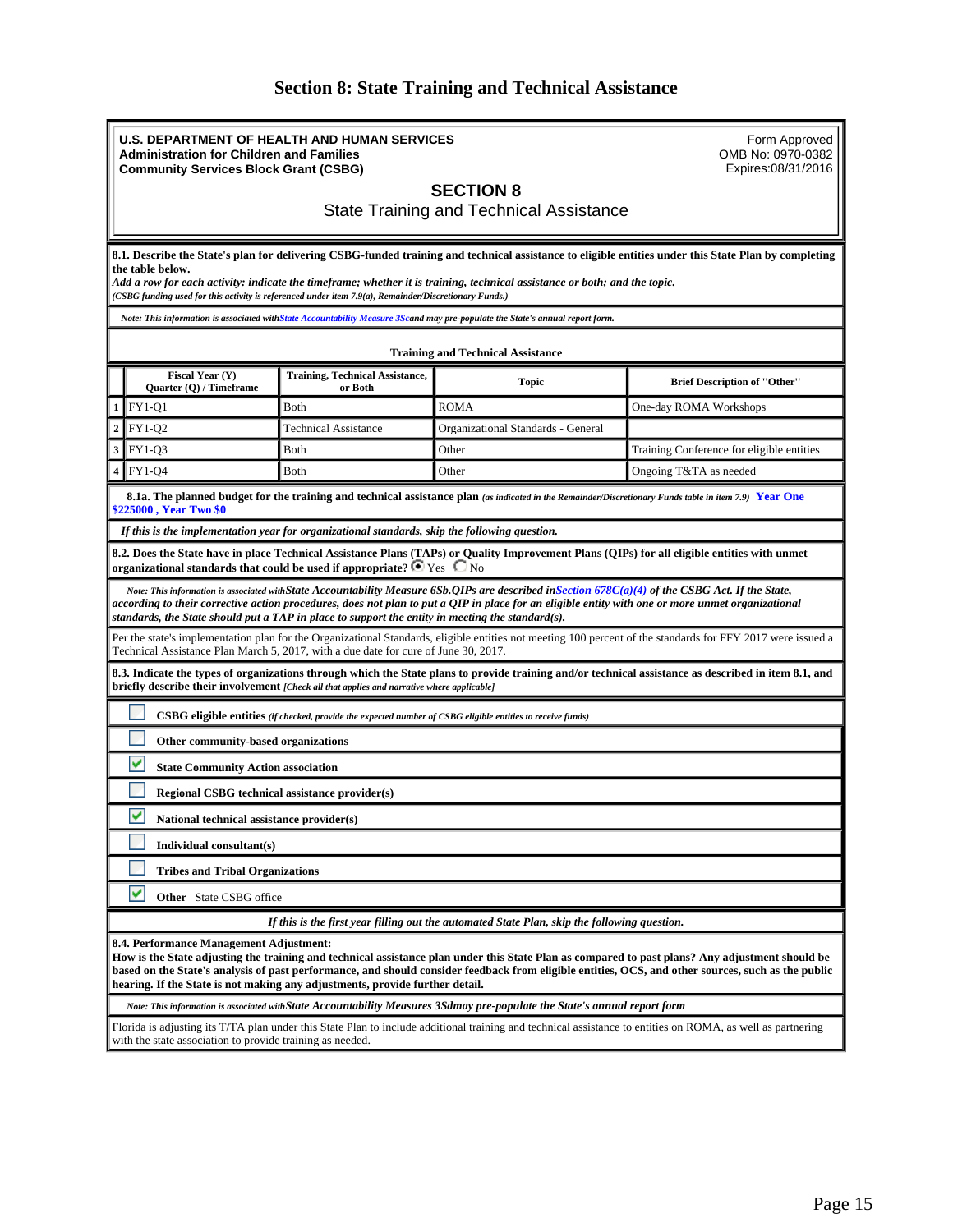# Section 8: State Training and Technical Assistance

**U.S. DEPARTMENT OF HEALTH AND HUMAN SERVICES**
**Administration for Children and Families**
**Community Services Block Grant (CSBG)**

Form Approved
OMB No: 0970-0382
Expires:08/31/2016

## SECTION 8

State Training and Technical Assistance

**8.1. Describe the State's plan for delivering CSBG-funded training and technical assistance to eligible entities under this State Plan by completing the table below.**
*Add a row for each activity: indicate the timeframe; whether it is training, technical assistance or both; and the topic.*
*(CSBG funding used for this activity is referenced under item 7.9(a), Remainder/Discretionary Funds.)*

*Note: This information is associated with State Accountability Measure 3Sc and may pre-populate the State's annual report form.*

**Training and Technical Assistance**

| | Fiscal Year (Y) Quarter (Q) / Timeframe | Training, Technical Assistance, or Both | Topic | Brief Description of "Other" |
|---|---|---|---|---|
| 1 | FY1-Q1 | Both | ROMA | One-day ROMA Workshops |
| 2 | FY1-Q2 | Technical Assistance | Organizational Standards - General | |
| 3 | FY1-Q3 | Both | Other | Training Conference for eligible entities |
| 4 | FY1-Q4 | Both | Other | Ongoing T&TA as needed |

**8.1a. The planned budget for the training and technical assistance plan** *(as indicated in the Remainder/Discretionary Funds table in item 7.9)* **Year One $225000 , Year Two $0**

*If this is the implementation year for organizational standards, skip the following question.*

**8.2. Does the State have in place Technical Assistance Plans (TAPs) or Quality Improvement Plans (QIPs) for all eligible entities with unmet organizational standards that could be used if appropriate?** (●) Yes ( ) No

*Note: This information is associated with State Accountability Measure 6Sb.QIPs are described in Section 678C(a)(4) of the CSBG Act. If the State, according to their corrective action procedures, does not plan to put a QIP in place for an eligible entity with one or more unmet organizational standards, the State should put a TAP in place to support the entity in meeting the standard(s).*

Per the state's implementation plan for the Organizational Standards, eligible entities not meeting 100 percent of the standards for FFY 2017 were issued a Technical Assistance Plan March 5, 2017, with a due date for cure of June 30, 2017.

**8.3. Indicate the types of organizations through which the State plans to provide training and/or technical assistance as described in item 8.1, and briefly describe their involvement** *[Check all that applies and narrative where applicable]*

- [ ] **CSBG eligible entities** *(if checked, provide the expected number of CSBG eligible entities to receive funds)*
- [ ] **Other community-based organizations**
- [x] **State Community Action association**
- [ ] **Regional CSBG technical assistance provider(s)**
- [x] **National technical assistance provider(s)**
- [ ] **Individual consultant(s)**
- [ ] **Tribes and Tribal Organizations**
- [x] **Other** State CSBG office

*If this is the first year filling out the automated State Plan, skip the following question.*

**8.4. Performance Management Adjustment:**
**How is the State adjusting the training and technical assistance plan under this State Plan as compared to past plans? Any adjustment should be based on the State's analysis of past performance, and should consider feedback from eligible entities, OCS, and other sources, such as the public hearing. If the State is not making any adjustments, provide further detail.**

*Note: This information is associated with State Accountability Measures 3Sd may pre-populate the State's annual report form*

Florida is adjusting its T/TA plan under this State Plan to include additional training and technical assistance to entities on ROMA, as well as partnering with the state association to provide training as needed.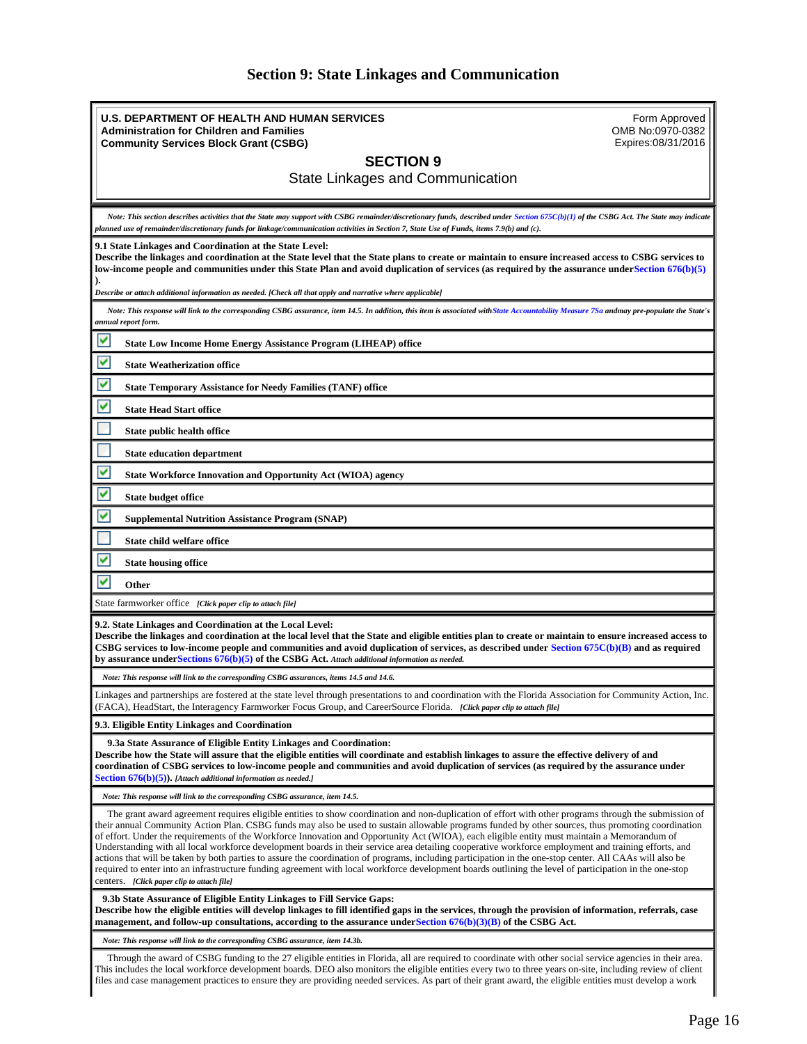# Section 9: State Linkages and Communication

**U.S. DEPARTMENT OF HEALTH AND HUMAN SERVICES**
**Administration for Children and Families**
**Community Services Block Grant (CSBG)**

Form Approved
OMB No:0970-0382
Expires:08/31/2016

## SECTION 9
State Linkages and Communication

*Note: This section describes activities that the State may support with CSBG remainder/discretionary funds, described under Section 675C(b)(1) of the CSBG Act. The State may indicate planned use of remainder/discretionary funds for linkage/communication activities in Section 7, State Use of Funds, items 7.9(b) and (c).*

**9.1 State Linkages and Coordination at the State Level:**
**Describe the linkages and coordination at the State level that the State plans to create or maintain to ensure increased access to CSBG services to low-income people and communities under this State Plan and avoid duplication of services (as required by the assurance under Section 676(b)(5)).**

*Describe or attach additional information as needed. [Check all that apply and narrative where applicable]*

*Note: This response will link to the corresponding CSBG assurance, item 14.5. In addition, this item is associated with State Accountability Measure 7Sa andmay pre-populate the State's annual report form.*

- [x] **State Low Income Home Energy Assistance Program (LIHEAP) office**
- [x] **State Weatherization office**
- [x] **State Temporary Assistance for Needy Families (TANF) office**
- [x] **State Head Start office**
- [ ] **State public health office**
- [ ] **State education department**
- [x] **State Workforce Innovation and Opportunity Act (WIOA) agency**
- [x] **State budget office**
- [x] **Supplemental Nutrition Assistance Program (SNAP)**
- [ ] **State child welfare office**
- [x] **State housing office**
- [x] **Other**

State farmworker office *[Click paper clip to attach file]*

**9.2. State Linkages and Coordination at the Local Level:**
**Describe the linkages and coordination at the local level that the State and eligible entities plan to create or maintain to ensure increased access to CSBG services to low-income people and communities and avoid duplication of services, as described under Section 675C(b)(B) and as required by assurance under Sections 676(b)(5) of the CSBG Act.** *Attach additional information as needed.*

*Note: This response will link to the corresponding CSBG assurances, items 14.5 and 14.6.*

Linkages and partnerships are fostered at the state level through presentations to and coordination with the Florida Association for Community Action, Inc. (FACA), HeadStart, the Interagency Farmworker Focus Group, and CareerSource Florida. *[Click paper clip to attach file]*

**9.3. Eligible Entity Linkages and Coordination**

**9.3a State Assurance of Eligible Entity Linkages and Coordination:**
**Describe how the State will assure that the eligible entities will coordinate and establish linkages to assure the effective delivery of and coordination of CSBG services to low-income people and communities and avoid duplication of services (as required by the assurance under Section 676(b)(5)).** *[Attach additional information as needed.]*

*Note: This response will link to the corresponding CSBG assurance, item 14.5.*

The grant award agreement requires eligible entities to show coordination and non-duplication of effort with other programs through the submission of their annual Community Action Plan. CSBG funds may also be used to sustain allowable programs funded by other sources, thus promoting coordination of effort. Under the requirements of the Workforce Innovation and Opportunity Act (WIOA), each eligible entity must maintain a Memorandum of Understanding with all local workforce development boards in their service area detailing cooperative workforce employment and training efforts, and actions that will be taken by both parties to assure the coordination of programs, including participation in the one-stop center. All CAAs will also be required to enter into an infrastructure funding agreement with local workforce development boards outlining the level of participation in the one-stop centers. *[Click paper clip to attach file]*

**9.3b State Assurance of Eligible Entity Linkages to Fill Service Gaps:**
**Describe how the eligible entities will develop linkages to fill identified gaps in the services, through the provision of information, referrals, case management, and follow-up consultations, according to the assurance under Section 676(b)(3)(B) of the CSBG Act.**

*Note: This response will link to the corresponding CSBG assurance, item 14.3b.*

Through the award of CSBG funding to the 27 eligible entities in Florida, all are required to coordinate with other social service agencies in their area. This includes the local workforce development boards. DEO also monitors the eligible entities every two to three years on-site, including review of client files and case management practices to ensure they are providing needed services. As part of their grant award, the eligible entities must develop a work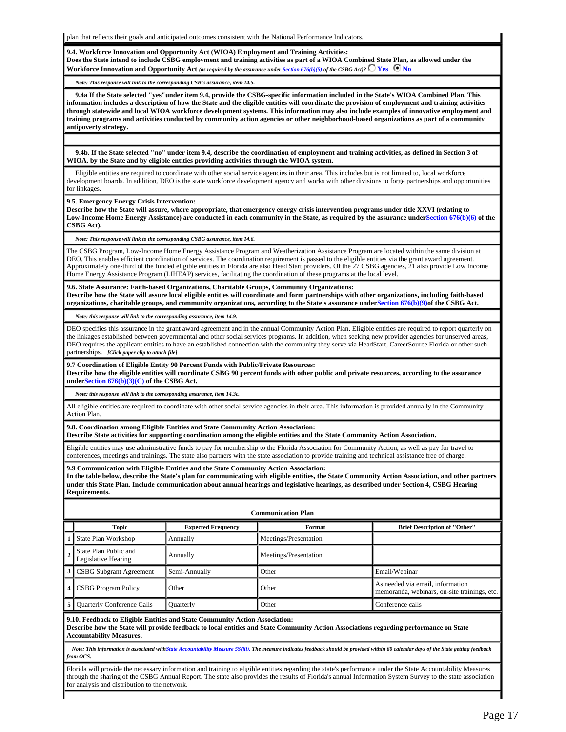plan that reflects their goals and anticipated outcomes consistent with the National Performance Indicators.

**9.4. Workforce Innovation and Opportunity Act (WIOA) Employment and Training Activities:**
**Does the State intend to include CSBG employment and training activities as part of a WIOA Combined State Plan, as allowed under the Workforce Innovation and Opportunity Act** *(as required by the assurance under Section 676(b)(5) of the CSBG Act)?* ○ Yes ◉ No

*Note: This response will link to the corresponding CSBG assurance, item 14.5.*

**9.4a If the State selected "yes"under item 9.4, provide the CSBG-specific information included in the State's WIOA Combined Plan. This information includes a description of how the State and the eligible entities will coordinate the provision of employment and training activities through statewide and local WIOA workforce development systems. This information may also include examples of innovative employment and training programs and activities conducted by community action agencies or other neighborhood-based organizations as part of a community antipoverty strategy.**

**9.4b. If the State selected "no" under item 9.4, describe the coordination of employment and training activities, as defined in Section 3 of WIOA, by the State and by eligible entities providing activities through the WIOA system.**

Eligible entities are required to coordinate with other social service agencies in their area. This includes but is not limited to, local workforce development boards. In addition, DEO is the state workforce development agency and works with other divisions to forge partnerships and opportunities for linkages.

**9.5. Emergency Energy Crisis Intervention:**
**Describe how the State will assure, where appropriate, that emergency energy crisis intervention programs under title XXVI (relating to Low-Income Home Energy Assistance) are conducted in each community in the State, as required by the assurance under Section 676(b)(6) of the CSBG Act).**

*Note: This response will link to the corresponding CSBG assurance, item 14.6.*

The CSBG Program, Low-Income Home Energy Assistance Program and Weatherization Assistance Program are located within the same division at DEO. This enables efficient coordination of services. The coordination requirement is passed to the eligible entities via the grant award agreement. Approximately one-third of the funded eligible entities in Florida are also Head Start providers. Of the 27 CSBG agencies, 21 also provide Low Income Home Energy Assistance Program (LIHEAP) services, facilitating the coordination of these programs at the local level.

**9.6. State Assurance: Faith-based Organizations, Charitable Groups, Community Organizations:**
**Describe how the State will assure local eligible entities will coordinate and form partnerships with other organizations, including faith-based organizations, charitable groups, and community organizations, according to the State's assurance under Section 676(b)(9) of the CSBG Act.**

*Note: this response will link to the corresponding assurance, item 14.9.*

DEO specifies this assurance in the grant award agreement and in the annual Community Action Plan. Eligible entities are required to report quarterly on the linkages established between governmental and other social services programs. In addition, when seeking new provider agencies for unserved areas, DEO requires the applicant entities to have an established connection with the community they serve via HeadStart, CareerSource Florida or other such partnerships. *[Click paper clip to attach file]*

**9.7 Coordination of Eligible Entity 90 Percent Funds with Public/Private Resources:**
**Describe how the eligible entities will coordinate CSBG 90 percent funds with other public and private resources, according to the assurance under Section 676(b)(3)(C) of the CSBG Act.**

*Note: this response will link to the corresponding assurance, item 14.3c.*

All eligible entities are required to coordinate with other social service agencies in their area. This information is provided annually in the Community Action Plan.

**9.8. Coordination among Eligible Entities and State Community Action Association:**
**Describe State activities for supporting coordination among the eligible entities and the State Community Action Association.**

Eligible entities may use administrative funds to pay for membership to the Florida Association for Community Action, as well as pay for travel to conferences, meetings and trainings. The state also partners with the state association to provide training and technical assistance free of charge.

**9.9 Communication with Eligible Entities and the State Community Action Association:**
**In the table below, describe the State's plan for communicating with eligible entities, the State Community Action Association, and other partners under this State Plan. Include communication about annual hearings and legislative hearings, as described under Section 4, CSBG Hearing Requirements.**

**Communication Plan**

| | Topic | Expected Frequency | Format | Brief Description of "Other" |
|---|---|---|---|---|
| 1 | State Plan Workshop | Annually | Meetings/Presentation | |
| 2 | State Plan Public and Legislative Hearing | Annually | Meetings/Presentation | |
| 3 | CSBG Subgrant Agreement | Semi-Annually | Other | Email/Webinar |
| 4 | CSBG Program Policy | Other | Other | As needed via email, information memoranda, webinars, on-site trainings, etc. |
| 5 | Quarterly Conference Calls | Quarterly | Other | Conference calls |

**9.10. Feedback to Eligible Entities and State Community Action Association:**
**Describe how the State will provide feedback to local entities and State Community Action Associations regarding performance on State Accountability Measures.**

*Note: This information is associated with State Accountability Measure 5S(iii). The measure indicates feedback should be provided within 60 calendar days of the State getting feedback from OCS.*

Florida will provide the necessary information and training to eligible entities regarding the state's performance under the State Accountability Measures through the sharing of the CSBG Annual Report. The state also provides the results of Florida's annual Information System Survey to the state association for analysis and distribution to the network.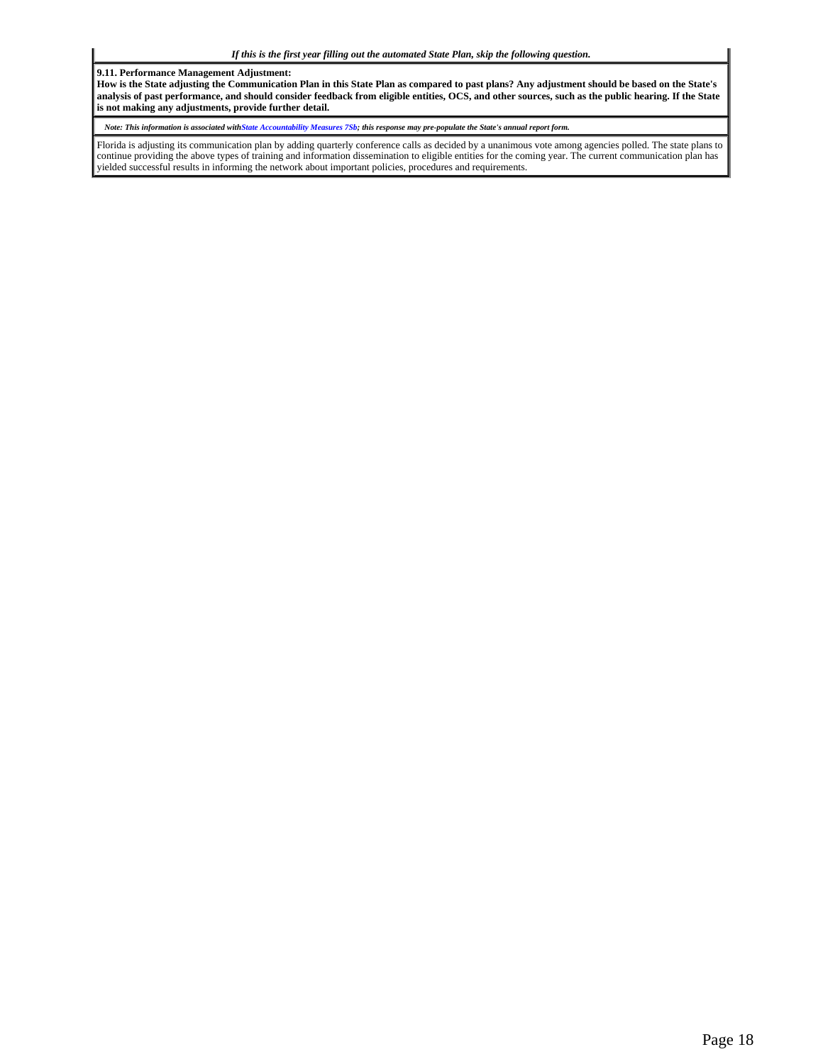*If this is the first year filling out the automated State Plan, skip the following question.*

**9.11. Performance Management Adjustment:**
**How is the State adjusting the Communication Plan in this State Plan as compared to past plans? Any adjustment should be based on the State's analysis of past performance, and should consider feedback from eligible entities, OCS, and other sources, such as the public hearing. If the State is not making any adjustments, provide further detail.**

*Note: This information is associated withState Accountability Measures 7Sb; this response may pre-populate the State's annual report form.*

Florida is adjusting its communication plan by adding quarterly conference calls as decided by a unanimous vote among agencies polled. The state plans to continue providing the above types of training and information dissemination to eligible entities for the coming year. The current communication plan has yielded successful results in informing the network about important policies, procedures and requirements.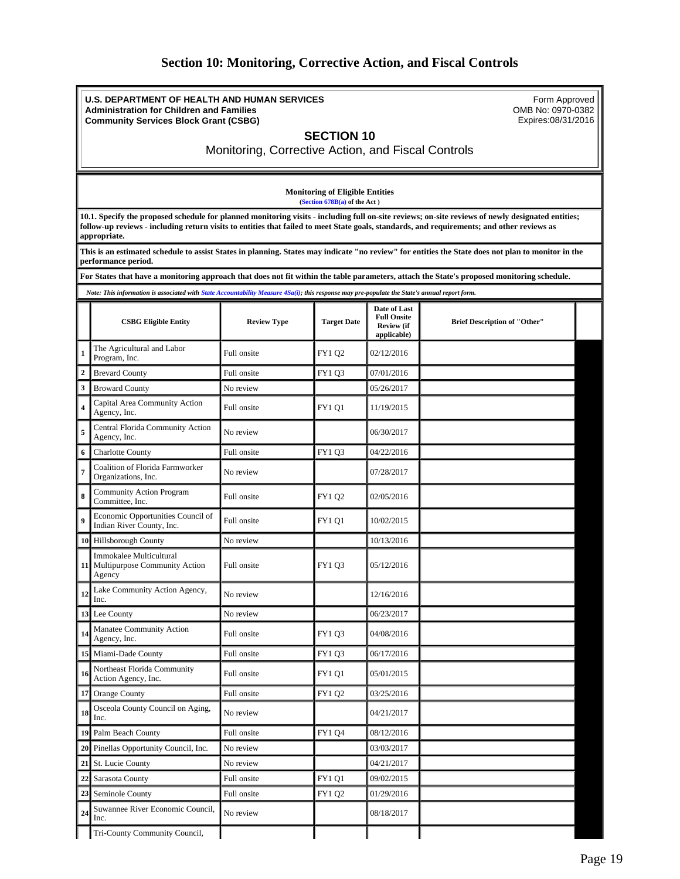# Section 10: Monitoring, Corrective Action, and Fiscal Controls

**U.S. DEPARTMENT OF HEALTH AND HUMAN SERVICES**
**Administration for Children and Families**
**Community Services Block Grant (CSBG)**

Form Approved
OMB No: 0970-0382
Expires:08/31/2016

## SECTION 10

Monitoring, Corrective Action, and Fiscal Controls

**Monitoring of Eligible Entities**
**(Section 678B(a) of the Act )**

**10.1. Specify the proposed schedule for planned monitoring visits - including full on-site reviews; on-site reviews of newly designated entities; follow-up reviews - including return visits to entities that failed to meet State goals, standards, and requirements; and other reviews as appropriate.**

**This is an estimated schedule to assist States in planning. States may indicate "no review" for entities the State does not plan to monitor in the performance period.**

**For States that have a monitoring approach that does not fit within the table parameters, attach the State's proposed monitoring schedule.**

*Note: This information is associated with State Accountability Measure 4Sa(i); this response may pre-populate the State's annual report form.*

| | CSBG Eligible Entity | Review Type | Target Date | Date of Last Full Onsite Review (if applicable) | Brief Description of "Other" |
|---|---|---|---|---|---|
| 1 | The Agricultural and Labor Program, Inc. | Full onsite | FY1 Q2 | 02/12/2016 | |
| 2 | Brevard County | Full onsite | FY1 Q3 | 07/01/2016 | |
| 3 | Broward County | No review | | 05/26/2017 | |
| 4 | Capital Area Community Action Agency, Inc. | Full onsite | FY1 Q1 | 11/19/2015 | |
| 5 | Central Florida Community Action Agency, Inc. | No review | | 06/30/2017 | |
| 6 | Charlotte County | Full onsite | FY1 Q3 | 04/22/2016 | |
| 7 | Coalition of Florida Farmworker Organizations, Inc. | No review | | 07/28/2017 | |
| 8 | Community Action Program Committee, Inc. | Full onsite | FY1 Q2 | 02/05/2016 | |
| 9 | Economic Opportunities Council of Indian River County, Inc. | Full onsite | FY1 Q1 | 10/02/2015 | |
| 10 | Hillsborough County | No review | | 10/13/2016 | |
| 11 | Immokalee Multicultural Multipurpose Community Action Agency | Full onsite | FY1 Q3 | 05/12/2016 | |
| 12 | Lake Community Action Agency, Inc. | No review | | 12/16/2016 | |
| 13 | Lee County | No review | | 06/23/2017 | |
| 14 | Manatee Community Action Agency, Inc. | Full onsite | FY1 Q3 | 04/08/2016 | |
| 15 | Miami-Dade County | Full onsite | FY1 Q3 | 06/17/2016 | |
| 16 | Northeast Florida Community Action Agency, Inc. | Full onsite | FY1 Q1 | 05/01/2015 | |
| 17 | Orange County | Full onsite | FY1 Q2 | 03/25/2016 | |
| 18 | Osceola County Council on Aging, Inc. | No review | | 04/21/2017 | |
| 19 | Palm Beach County | Full onsite | FY1 Q4 | 08/12/2016 | |
| 20 | Pinellas Opportunity Council, Inc. | No review | | 03/03/2017 | |
| 21 | St. Lucie County | No review | | 04/21/2017 | |
| 22 | Sarasota County | Full onsite | FY1 Q1 | 09/02/2015 | |
| 23 | Seminole County | Full onsite | FY1 Q2 | 01/29/2016 | |
| 24 | Suwannee River Economic Council, Inc. | No review | | 08/18/2017 | |
| | Tri-County Community Council, | | | | |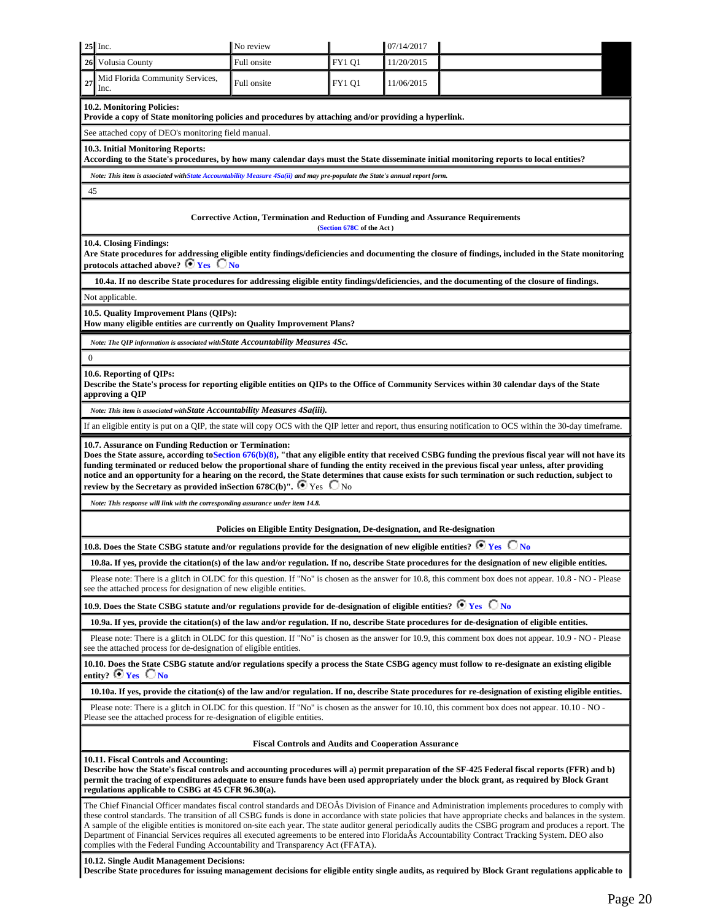| | | | | | |
|---|---|---|---|---|---|
| 25 | Inc. | No review | | 07/14/2017 | |
| 26 | Volusia County | Full onsite | FY1 Q1 | 11/20/2015 | |
| 27 | Mid Florida Community Services, Inc. | Full onsite | FY1 Q1 | 11/06/2015 | |

**10.2. Monitoring Policies:**
**Provide a copy of State monitoring policies and procedures by attaching and/or providing a hyperlink.**

See attached copy of DEO's monitoring field manual.

**10.3. Initial Monitoring Reports:**
**According to the State's procedures, by how many calendar days must the State disseminate initial monitoring reports to local entities?**

*Note: This item is associated with State Accountability Measure 4Sa(ii) and may pre-populate the State's annual report form.*

45

**Corrective Action, Termination and Reduction of Funding and Assurance Requirements**
(Section 678C of the Act )

**10.4. Closing Findings:**
**Are State procedures for addressing eligible entity findings/deficiencies and documenting the closure of findings, included in the State monitoring protocols attached above?** ◉ Yes ○ No

**10.4a. If no describe State procedures for addressing eligible entity findings/deficiencies, and the documenting of the closure of findings.**

Not applicable.

**10.5. Quality Improvement Plans (QIPs):**
**How many eligible entities are currently on Quality Improvement Plans?**

*Note: The QIP information is associated with State Accountability Measures 4Sc.*

0

**10.6. Reporting of QIPs:**
**Describe the State's process for reporting eligible entities on QIPs to the Office of Community Services within 30 calendar days of the State approving a QIP**

*Note: This item is associated with State Accountability Measures 4Sa(iii).*

If an eligible entity is put on a QIP, the state will copy OCS with the QIP letter and report, thus ensuring notification to OCS within the 30-day timeframe.

**10.7. Assurance on Funding Reduction or Termination:**
**Does the State assure, according to Section 676(b)(8), "that any eligible entity that received CSBG funding the previous fiscal year will not have its funding terminated or reduced below the proportional share of funding the entity received in the previous fiscal year unless, after providing notice and an opportunity for a hearing on the record, the State determines that cause exists for such termination or such reduction, subject to review by the Secretary as provided in Section 678C(b)".** ◉ Yes ○ No

*Note: This response will link with the corresponding assurance under item 14.8.*

**Policies on Eligible Entity Designation, De-designation, and Re-designation**

**10.8. Does the State CSBG statute and/or regulations provide for the designation of new eligible entities?** ◉ Yes ○ No

**10.8a. If yes, provide the citation(s) of the law and/or regulation. If no, describe State procedures for the designation of new eligible entities.**

Please note: There is a glitch in OLDC for this question. If "No" is chosen as the answer for 10.8, this comment box does not appear. 10.8 - NO - Please see the attached process for designation of new eligible entities.

**10.9. Does the State CSBG statute and/or regulations provide for de-designation of eligible entities?** ◉ Yes ○ No

**10.9a. If yes, provide the citation(s) of the law and/or regulation. If no, describe State procedures for de-designation of eligible entities.**

Please note: There is a glitch in OLDC for this question. If "No" is chosen as the answer for 10.9, this comment box does not appear. 10.9 - NO - Please see the attached process for de-designation of eligible entities.

**10.10. Does the State CSBG statute and/or regulations specify a process the State CSBG agency must follow to re-designate an existing eligible entity?** ◉ Yes ○ No

**10.10a. If yes, provide the citation(s) of the law and/or regulation. If no, describe State procedures for re-designation of existing eligible entities.**

Please note: There is a glitch in OLDC for this question. If "No" is chosen as the answer for 10.10, this comment box does not appear. 10.10 - NO - Please see the attached process for re-designation of eligible entities.

**Fiscal Controls and Audits and Cooperation Assurance**

**10.11. Fiscal Controls and Accounting:**
**Describe how the State's fiscal controls and accounting procedures will a) permit preparation of the SF-425 Federal fiscal reports (FFR) and b) permit the tracing of expenditures adequate to ensure funds have been used appropriately under the block grant, as required by Block Grant regulations applicable to CSBG at 45 CFR 96.30(a).**

The Chief Financial Officer mandates fiscal control standards and DEOÂs Division of Finance and Administration implements procedures to comply with these control standards. The transition of all CSBG funds is done in accordance with state policies that have appropriate checks and balances in the system. A sample of the eligible entities is monitored on-site each year. The state auditor general periodically audits the CSBG program and produces a report. The Department of Financial Services requires all executed agreements to be entered into FloridaÂs Accountability Contract Tracking System. DEO also complies with the Federal Funding Accountability and Transparency Act (FFATA).

**10.12. Single Audit Management Decisions:**
**Describe State procedures for issuing management decisions for eligible entity single audits, as required by Block Grant regulations applicable to**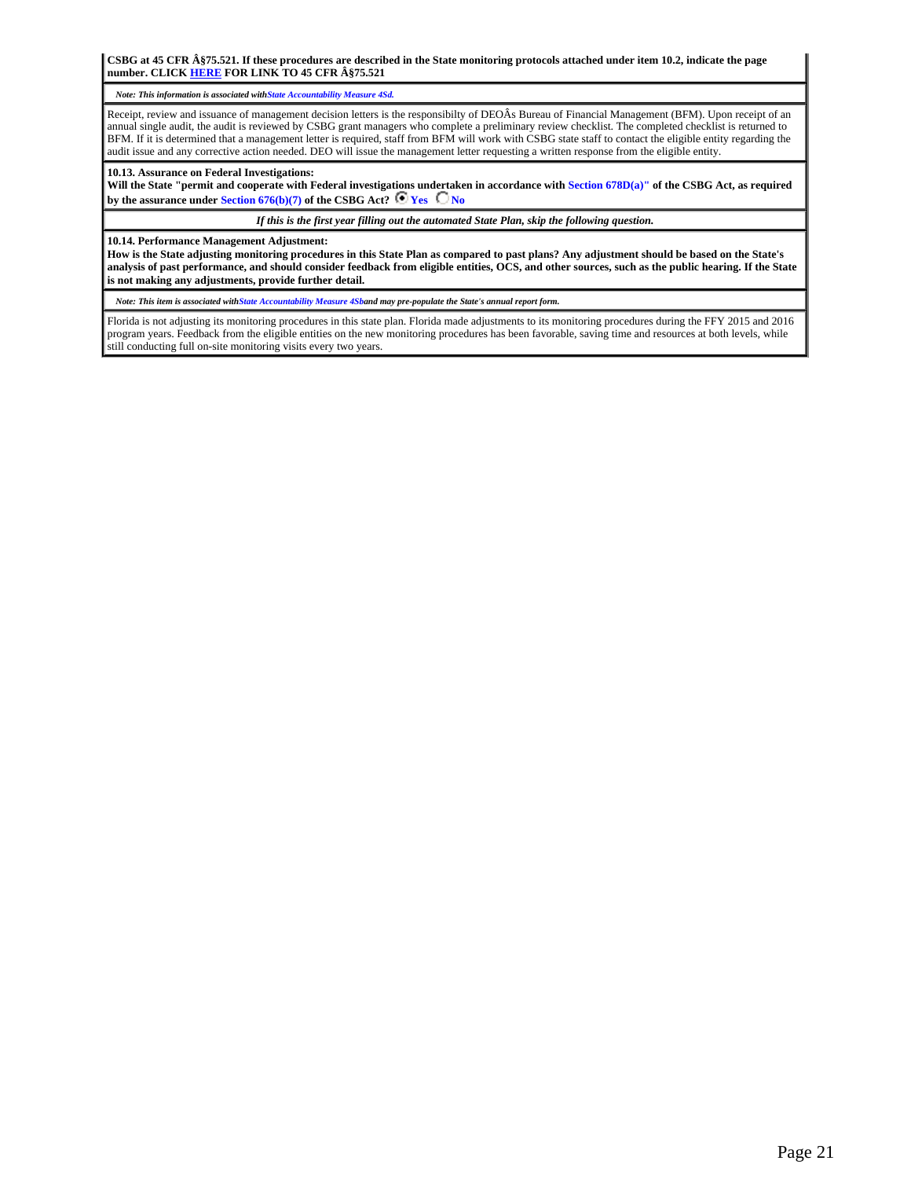**CSBG at 45 CFR Â§75.521. If these procedures are described in the State monitoring protocols attached under item 10.2, indicate the page number. CLICK HERE FOR LINK TO 45 CFR Â§75.521**

*Note: This information is associated with State Accountability Measure 4Sd.*

Receipt, review and issuance of management decision letters is the responsibilty of DEOÂs Bureau of Financial Management (BFM). Upon receipt of an annual single audit, the audit is reviewed by CSBG grant managers who complete a preliminary review checklist. The completed checklist is returned to BFM. If it is determined that a management letter is required, staff from BFM will work with CSBG state staff to contact the eligible entity regarding the audit issue and any corrective action needed. DEO will issue the management letter requesting a written response from the eligible entity.

**10.13. Assurance on Federal Investigations:**
**Will the State "permit and cooperate with Federal investigations undertaken in accordance with Section 678D(a)" of the CSBG Act, as required by the assurance under Section 676(b)(7) of the CSBG Act?** (•) Yes ( ) No

*If this is the first year filling out the automated State Plan, skip the following question.*

**10.14. Performance Management Adjustment:**
**How is the State adjusting monitoring procedures in this State Plan as compared to past plans? Any adjustment should be based on the State's analysis of past performance, and should consider feedback from eligible entities, OCS, and other sources, such as the public hearing. If the State is not making any adjustments, provide further detail.**

*Note: This item is associated with State Accountability Measure 4Sb and may pre-populate the State's annual report form.*

Florida is not adjusting its monitoring procedures in this state plan. Florida made adjustments to its monitoring procedures during the FFY 2015 and 2016 program years. Feedback from the eligible entities on the new monitoring procedures has been favorable, saving time and resources at both levels, while still conducting full on-site monitoring visits every two years.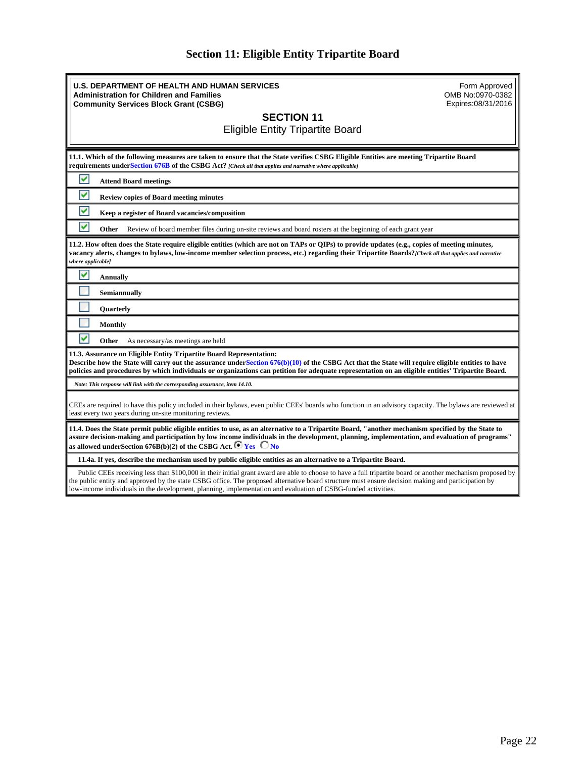# Section 11: Eligible Entity Tripartite Board

**U.S. DEPARTMENT OF HEALTH AND HUMAN SERVICES**
**Administration for Children and Families**
**Community Services Block Grant (CSBG)**

Form Approved
OMB No:0970-0382
Expires:08/31/2016

## SECTION 11
Eligible Entity Tripartite Board

**11.1. Which of the following measures are taken to ensure that the State verifies CSBG Eligible Entities are meeting Tripartite Board requirements under Section 676B of the CSBG Act?** *[Check all that applies and narrative where applicable]*

- [x] **Attend Board meetings**
- [x] **Review copies of Board meeting minutes**
- [x] **Keep a register of Board vacancies/composition**
- [x] **Other** Review of board member files during on-site reviews and board rosters at the beginning of each grant year

**11.2. How often does the State require eligible entities (which are not on TAPs or QIPs) to provide updates (e.g., copies of meeting minutes, vacancy alerts, changes to bylaws, low-income member selection process, etc.) regarding their Tripartite Boards?** *[Check all that applies and narrative where applicable]*

- [x] **Annually**
- [ ] **Semiannually**
- [ ] **Quarterly**
- [ ] **Monthly**
- [x] **Other** As necessary/as meetings are held

**11.3. Assurance on Eligible Entity Tripartite Board Representation:**
**Describe how the State will carry out the assurance under Section 676(b)(10) of the CSBG Act that the State will require eligible entities to have policies and procedures by which individuals or organizations can petition for adequate representation on an eligible entities' Tripartite Board.**

*Note: This response will link with the corresponding assurance, item 14.10.*

CEEs are required to have this policy included in their bylaws, even public CEEs' boards who function in an advisory capacity. The bylaws are reviewed at least every two years during on-site monitoring reviews.

**11.4. Does the State permit public eligible entities to use, as an alternative to a Tripartite Board, "another mechanism specified by the State to assure decision-making and participation by low income individuals in the development, planning, implementation, and evaluation of programs" as allowed under Section 676B(b)(2) of the CSBG Act.** (●) Yes ( ) No

**11.4a. If yes, describe the mechanism used by public eligible entities as an alternative to a Tripartite Board.**

Public CEEs receiving less than $100,000 in their initial grant award are able to choose to have a full tripartite board or another mechanism proposed by the public entity and approved by the state CSBG office. The proposed alternative board structure must ensure decision making and participation by low-income individuals in the development, planning, implementation and evaluation of CSBG-funded activities.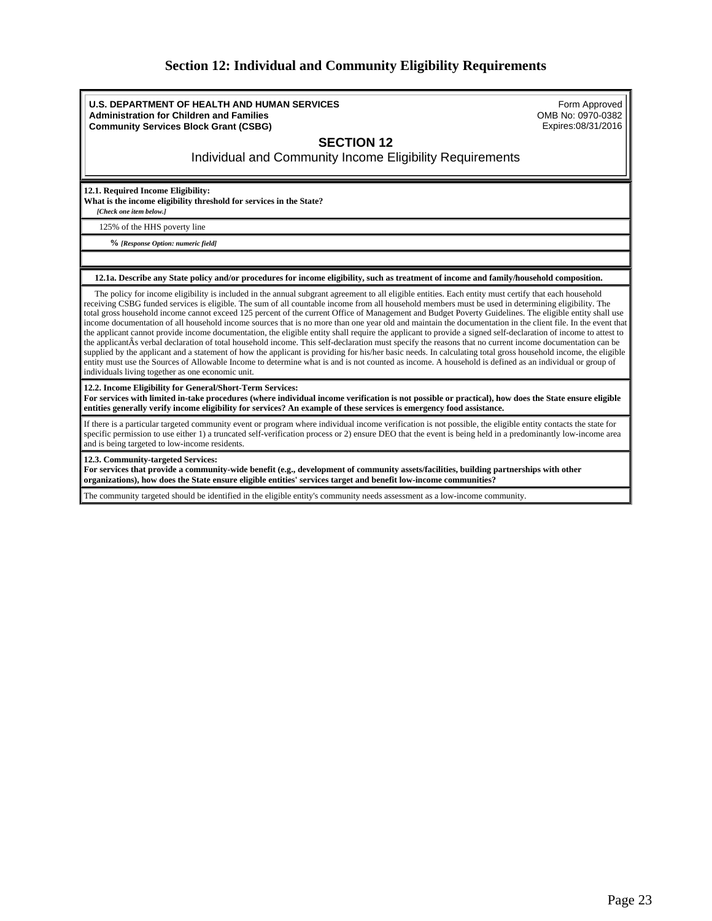# Section 12: Individual and Community Eligibility Requirements

**U.S. DEPARTMENT OF HEALTH AND HUMAN SERVICES**
**Administration for Children and Families**
**Community Services Block Grant (CSBG)**

Form Approved
OMB No: 0970-0382
Expires:08/31/2016

## SECTION 12

Individual and Community Income Eligibility Requirements

**12.1. Required Income Eligibility:**
**What is the income eligibility threshold for services in the State?**
***[Check one item below.]***

125% of the HHS poverty line

**%** ***[Response Option: numeric field]***

**12.1a. Describe any State policy and/or procedures for income eligibility, such as treatment of income and family/household composition.**

The policy for income eligibility is included in the annual subgrant agreement to all eligible entities. Each entity must certify that each household receiving CSBG funded services is eligible. The sum of all countable income from all household members must be used in determining eligibility. The total gross household income cannot exceed 125 percent of the current Office of Management and Budget Poverty Guidelines. The eligible entity shall use income documentation of all household income sources that is no more than one year old and maintain the documentation in the client file. In the event that the applicant cannot provide income documentation, the eligible entity shall require the applicant to provide a signed self-declaration of income to attest to the applicantÂs verbal declaration of total household income. This self-declaration must specify the reasons that no current income documentation can be supplied by the applicant and a statement of how the applicant is providing for his/her basic needs. In calculating total gross household income, the eligible entity must use the Sources of Allowable Income to determine what is and is not counted as income. A household is defined as an individual or group of individuals living together as one economic unit.

**12.2. Income Eligibility for General/Short-Term Services:**
**For services with limited in-take procedures (where individual income verification is not possible or practical), how does the State ensure eligible entities generally verify income eligibility for services? An example of these services is emergency food assistance.**

If there is a particular targeted community event or program where individual income verification is not possible, the eligible entity contacts the state for specific permission to use either 1) a truncated self-verification process or 2) ensure DEO that the event is being held in a predominantly low-income area and is being targeted to low-income residents.

**12.3. Community-targeted Services:**
**For services that provide a community-wide benefit (e.g., development of community assets/facilities, building partnerships with other organizations), how does the State ensure eligible entities' services target and benefit low-income communities?**

The community targeted should be identified in the eligible entity's community needs assessment as a low-income community.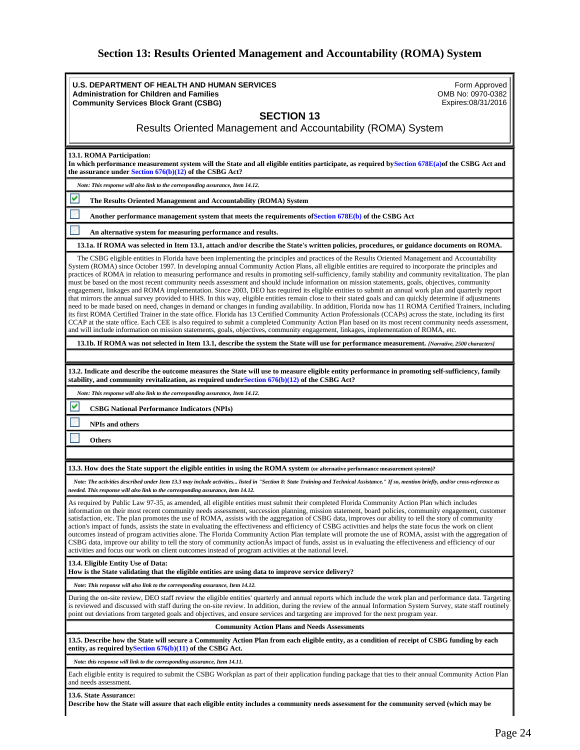# Section 13: Results Oriented Management and Accountability (ROMA) System

**U.S. DEPARTMENT OF HEALTH AND HUMAN SERVICES**
**Administration for Children and Families**
**Community Services Block Grant (CSBG)**

Form Approved
OMB No: 0970-0382
Expires:08/31/2016

## SECTION 13

Results Oriented Management and Accountability (ROMA) System

**13.1. ROMA Participation:**
**In which performance measurement system will the State and all eligible entities participate, as required by Section 678E(a) of the CSBG Act and the assurance under Section 676(b)(12) of the CSBG Act?**

*Note: This response will also link to the corresponding assurance, Item 14.12.*

- [x] **The Results Oriented Management and Accountability (ROMA) System**
- [ ] **Another performance management system that meets the requirements of Section 678E(b) of the CSBG Act**
- [ ] **An alternative system for measuring performance and results.**

**13.1a. If ROMA was selected in Item 13.1, attach and/or describe the State's written policies, procedures, or guidance documents on ROMA.**

The CSBG eligible entities in Florida have been implementing the principles and practices of the Results Oriented Management and Accountability System (ROMA) since October 1997. In developing annual Community Action Plans, all eligible entities are required to incorporate the principles and practices of ROMA in relation to measuring performance and results in promoting self-sufficiency, family stability and community revitalization. The plan must be based on the most recent community needs assessment and should include information on mission statements, goals, objectives, community engagement, linkages and ROMA implementation. Since 2003, DEO has required its eligible entities to submit an annual work plan and quarterly report that mirrors the annual survey provided to HHS. In this way, eligible entities remain close to their stated goals and can quickly determine if adjustments need to be made based on need, changes in demand or changes in funding availability. In addition, Florida now has 11 ROMA Certified Trainers, including its first ROMA Certified Trainer in the state office. Florida has 13 Certified Community Action Professionals (CCAPs) across the state, including its first CCAP at the state office. Each CEE is also required to submit a completed Community Action Plan based on its most recent community needs assessment, and will include information on mission statements, goals, objectives, community engagement, linkages, implementation of ROMA, etc.

**13.1b. If ROMA was not selected in Item 13.1, describe the system the State will use for performance measurement.** *[Narrative, 2500 characters]*

**13.2. Indicate and describe the outcome measures the State will use to measure eligible entity performance in promoting self-sufficiency, family stability, and community revitalization, as required under Section 676(b)(12) of the CSBG Act?**

*Note: This response will also link to the corresponding assurance, Item 14.12.*

- [x] **CSBG National Performance Indicators (NPIs)**
- [ ] **NPIs and others**
- [ ] **Others**

**13.3. How does the State support the eligible entities in using the ROMA system** (or alternative performance measurement system)?

*Note: The activities described under Item 13.3 may include activities... listed in "Section 8: State Training and Technical Assistance." If so, mention briefly, and/or cross-reference as needed. This response will also link to the corresponding assurance, item 14.12.*

As required by Public Law 97-35, as amended, all eligible entities must submit their completed Florida Community Action Plan which includes information on their most recent community needs assessment, succession planning, mission statement, board policies, community engagement, customer satisfaction, etc. The plan promotes the use of ROMA, assists with the aggregation of CSBG data, improves our ability to tell the story of community action's impact of funds, assists the state in evaluating the effectiveness and efficiency of CSBG activities and helps the state focus the work on client outcomes instead of program activities alone. The Florida Community Action Plan template will promote the use of ROMA, assist with the aggregation of CSBG data, improve our ability to tell the story of community actionÂs impact of funds, assist us in evaluating the effectiveness and efficiency of our activities and focus our work on client outcomes instead of program activities at the national level.

**13.4. Eligible Entity Use of Data:**
**How is the State validating that the eligible entities are using data to improve service delivery?**

*Note: This response will also link to the corresponding assurance, Item 14.12.*

During the on-site review, DEO staff review the eligible entities' quarterly and annual reports which include the work plan and performance data. Targeting is reviewed and discussed with staff during the on-site review. In addition, during the review of the annual Information System Survey, state staff routinely point out deviations from targeted goals and objectives, and ensure services and targeting are improved for the next program year.

**Community Action Plans and Needs Assessments**

**13.5. Describe how the State will secure a Community Action Plan from each eligible entity, as a condition of receipt of CSBG funding by each entity, as required by Section 676(b)(11) of the CSBG Act.**

*Note: this response will link to the corresponding assurance, Item 14.11.*

Each eligible entity is required to submit the CSBG Workplan as part of their application funding package that ties to their annual Community Action Plan and needs assessment.

**13.6. State Assurance:**
**Describe how the State will assure that each eligible entity includes a community needs assessment for the community served (which may be**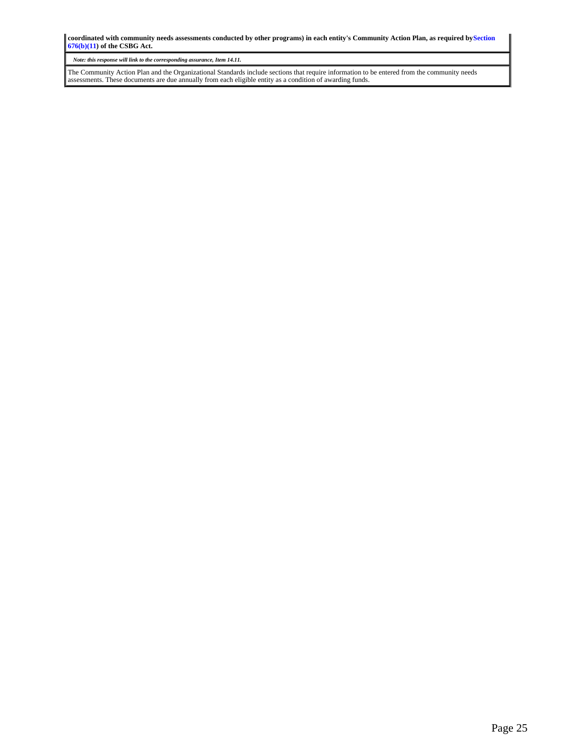**coordinated with community needs assessments conducted by other programs) in each entity's Community Action Plan, as required by Section 676(b)(11) of the CSBG Act.**

***Note: this response will link to the corresponding assurance, Item 14.11.***

The Community Action Plan and the Organizational Standards include sections that require information to be entered from the community needs assessments. These documents are due annually from each eligible entity as a condition of awarding funds.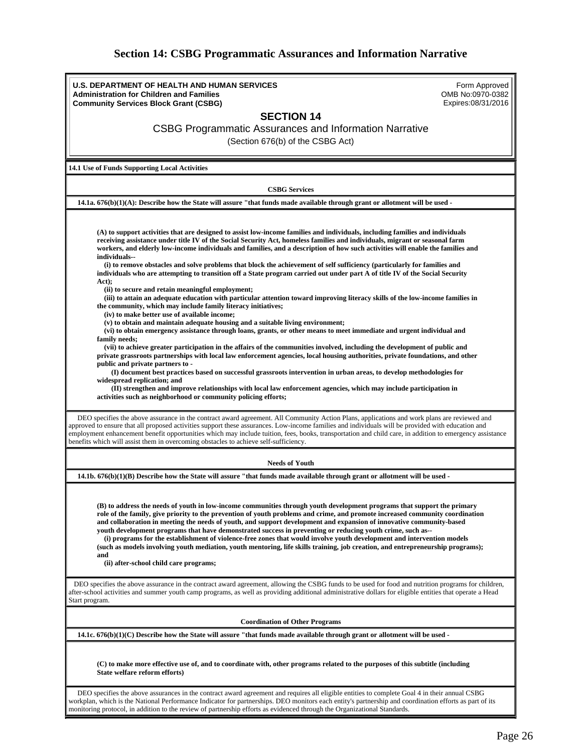# Section 14: CSBG Programmatic Assurances and Information Narrative

**U.S. DEPARTMENT OF HEALTH AND HUMAN SERVICES**
**Administration for Children and Families**
**Community Services Block Grant (CSBG)**

Form Approved
OMB No:0970-0382
Expires:08/31/2016

## SECTION 14

CSBG Programmatic Assurances and Information Narrative

(Section 676(b) of the CSBG Act)

**14.1 Use of Funds Supporting Local Activities**

**CSBG Services**

**14.1a. 676(b)(1)(A): Describe how the State will assure "that funds made available through grant or allotment will be used -**

**(A) to support activities that are designed to assist low-income families and individuals, including families and individuals receiving assistance under title IV of the Social Security Act, homeless families and individuals, migrant or seasonal farm workers, and elderly low-income individuals and families, and a description of how such activities will enable the families and individuals--**

**(i) to remove obstacles and solve problems that block the achievement of self sufficiency (particularly for families and individuals who are attempting to transition off a State program carried out under part A of title IV of the Social Security Act);**

**(ii) to secure and retain meaningful employment;**

**(iii) to attain an adequate education with particular attention toward improving literacy skills of the low-income families in the community, which may include family literacy initiatives;**

**(iv) to make better use of available income;**

**(v) to obtain and maintain adequate housing and a suitable living environment;**

**(vi) to obtain emergency assistance through loans, grants, or other means to meet immediate and urgent individual and family needs;**

**(vii) to achieve greater participation in the affairs of the communities involved, including the development of public and private grassroots partnerships with local law enforcement agencies, local housing authorities, private foundations, and other public and private partners to -**

**(I) document best practices based on successful grassroots intervention in urban areas, to develop methodologies for widespread replication; and**

**(II) strengthen and improve relationships with local law enforcement agencies, which may include participation in activities such as neighborhood or community policing efforts;**

DEO specifies the above assurance in the contract award agreement. All Community Action Plans, applications and work plans are reviewed and approved to ensure that all proposed activities support these assurances. Low-income families and individuals will be provided with education and employment enhancement benefit opportunities which may include tuition, fees, books, transportation and child care, in addition to emergency assistance benefits which will assist them in overcoming obstacles to achieve self-sufficiency.

**Needs of Youth**

**14.1b. 676(b)(1)(B) Describe how the State will assure "that funds made available through grant or allotment will be used -**

**(B) to address the needs of youth in low-income communities through youth development programs that support the primary role of the family, give priority to the prevention of youth problems and crime, and promote increased community coordination and collaboration in meeting the needs of youth, and support development and expansion of innovative community-based youth development programs that have demonstrated success in preventing or reducing youth crime, such as--**

**(i) programs for the establishment of violence-free zones that would involve youth development and intervention models (such as models involving youth mediation, youth mentoring, life skills training, job creation, and entrepreneurship programs); and**

**(ii) after-school child care programs;**

DEO specifies the above assurance in the contract award agreement, allowing the CSBG funds to be used for food and nutrition programs for children, after-school activities and summer youth camp programs, as well as providing additional administrative dollars for eligible entities that operate a Head Start program.

**Coordination of Other Programs**

**14.1c. 676(b)(1)(C) Describe how the State will assure "that funds made available through grant or allotment will be used -**

**(C) to make more effective use of, and to coordinate with, other programs related to the purposes of this subtitle (including State welfare reform efforts)**

DEO specifies the above assurances in the contract award agreement and requires all eligible entities to complete Goal 4 in their annual CSBG workplan, which is the National Performance Indicator for partnerships. DEO monitors each entity's partnership and coordination efforts as part of its monitoring protocol, in addition to the review of partnership efforts as evidenced through the Organizational Standards.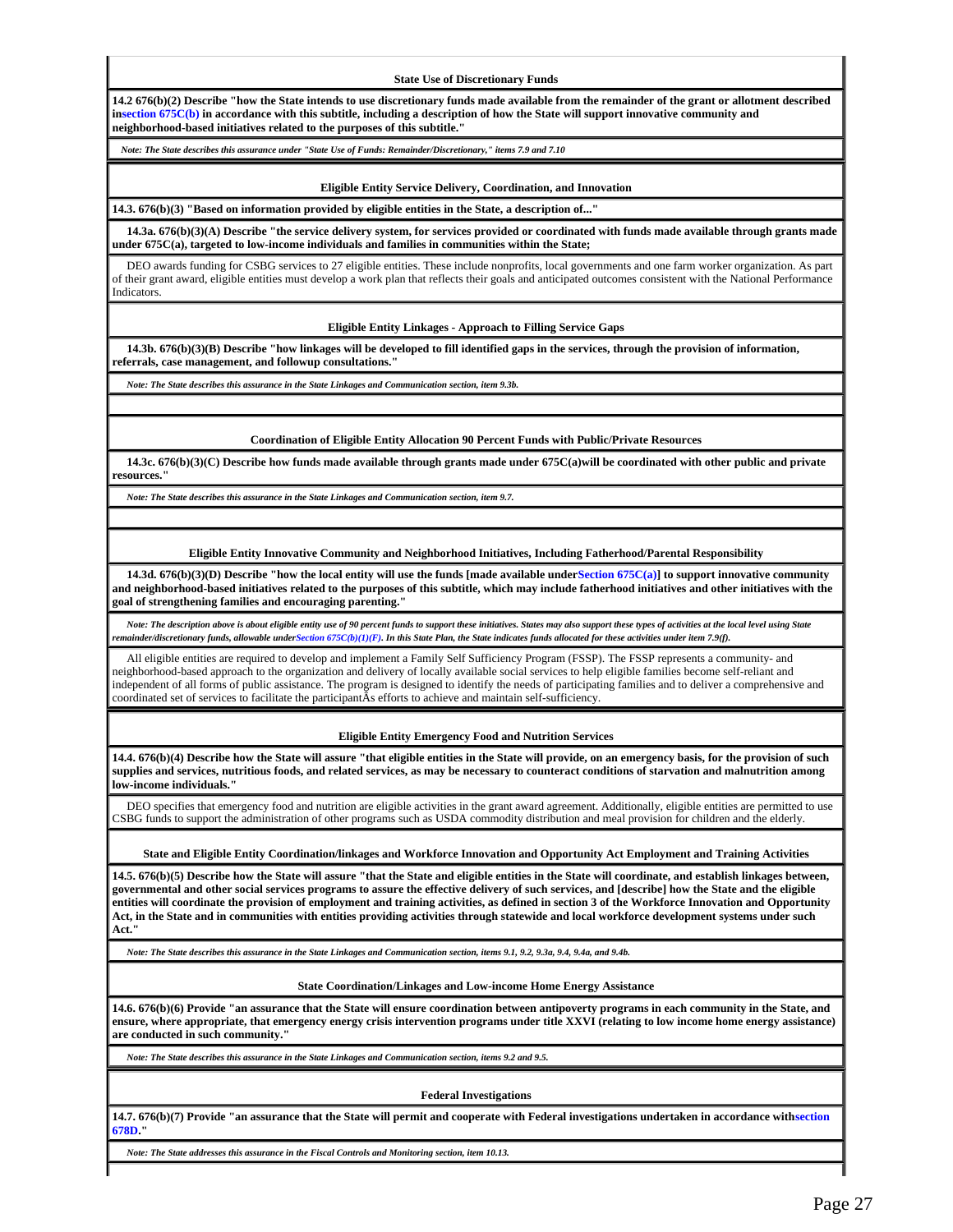### State Use of Discretionary Funds

**14.2 676(b)(2) Describe "how the State intends to use discretionary funds made available from the remainder of the grant or allotment described insection 675C(b) in accordance with this subtitle, including a description of how the State will support innovative community and neighborhood-based initiatives related to the purposes of this subtitle."**

*Note: The State describes this assurance under "State Use of Funds: Remainder/Discretionary," items 7.9 and 7.10*

### Eligible Entity Service Delivery, Coordination, and Innovation

**14.3. 676(b)(3) "Based on information provided by eligible entities in the State, a description of..."**

**14.3a. 676(b)(3)(A) Describe "the service delivery system, for services provided or coordinated with funds made available through grants made under 675C(a), targeted to low-income individuals and families in communities within the State;**

DEO awards funding for CSBG services to 27 eligible entities. These include nonprofits, local governments and one farm worker organization. As part of their grant award, eligible entities must develop a work plan that reflects their goals and anticipated outcomes consistent with the National Performance Indicators.

### Eligible Entity Linkages - Approach to Filling Service Gaps

**14.3b. 676(b)(3)(B) Describe "how linkages will be developed to fill identified gaps in the services, through the provision of information, referrals, case management, and followup consultations."**

*Note: The State describes this assurance in the State Linkages and Communication section, item 9.3b.*

### Coordination of Eligible Entity Allocation 90 Percent Funds with Public/Private Resources

**14.3c. 676(b)(3)(C) Describe how funds made available through grants made under 675C(a)will be coordinated with other public and private resources."**

*Note: The State describes this assurance in the State Linkages and Communication section, item 9.7.*

### Eligible Entity Innovative Community and Neighborhood Initiatives, Including Fatherhood/Parental Responsibility

**14.3d. 676(b)(3)(D) Describe "how the local entity will use the funds [made available underSection 675C(a)] to support innovative community and neighborhood-based initiatives related to the purposes of this subtitle, which may include fatherhood initiatives and other initiatives with the goal of strengthening families and encouraging parenting."**

*Note: The description above is about eligible entity use of 90 percent funds to support these initiatives. States may also support these types of activities at the local level using State remainder/discretionary funds, allowable underSection 675C(b)(1)(F). In this State Plan, the State indicates funds allocated for these activities under item 7.9(f).*

All eligible entities are required to develop and implement a Family Self Sufficiency Program (FSSP). The FSSP represents a community- and neighborhood-based approach to the organization and delivery of locally available social services to help eligible families become self-reliant and independent of all forms of public assistance. The program is designed to identify the needs of participating families and to deliver a comprehensive and coordinated set of services to facilitate the participantÂs efforts to achieve and maintain self-sufficiency.

### Eligible Entity Emergency Food and Nutrition Services

**14.4. 676(b)(4) Describe how the State will assure "that eligible entities in the State will provide, on an emergency basis, for the provision of such supplies and services, nutritious foods, and related services, as may be necessary to counteract conditions of starvation and malnutrition among low-income individuals."**

DEO specifies that emergency food and nutrition are eligible activities in the grant award agreement. Additionally, eligible entities are permitted to use CSBG funds to support the administration of other programs such as USDA commodity distribution and meal provision for children and the elderly.

### State and Eligible Entity Coordination/linkages and Workforce Innovation and Opportunity Act Employment and Training Activities

**14.5. 676(b)(5) Describe how the State will assure "that the State and eligible entities in the State will coordinate, and establish linkages between, governmental and other social services programs to assure the effective delivery of such services, and [describe] how the State and the eligible entities will coordinate the provision of employment and training activities, as defined in section 3 of the Workforce Innovation and Opportunity Act, in the State and in communities with entities providing activities through statewide and local workforce development systems under such Act."**

*Note: The State describes this assurance in the State Linkages and Communication section, items 9.1, 9.2, 9.3a, 9.4, 9.4a, and 9.4b.*

### State Coordination/Linkages and Low-income Home Energy Assistance

**14.6. 676(b)(6) Provide "an assurance that the State will ensure coordination between antipoverty programs in each community in the State, and ensure, where appropriate, that emergency energy crisis intervention programs under title XXVI (relating to low income home energy assistance) are conducted in such community."**

*Note: The State describes this assurance in the State Linkages and Communication section, items 9.2 and 9.5.*

### Federal Investigations

**14.7. 676(b)(7) Provide "an assurance that the State will permit and cooperate with Federal investigations undertaken in accordance withsection 678D."**

*Note: The State addresses this assurance in the Fiscal Controls and Monitoring section, item 10.13.*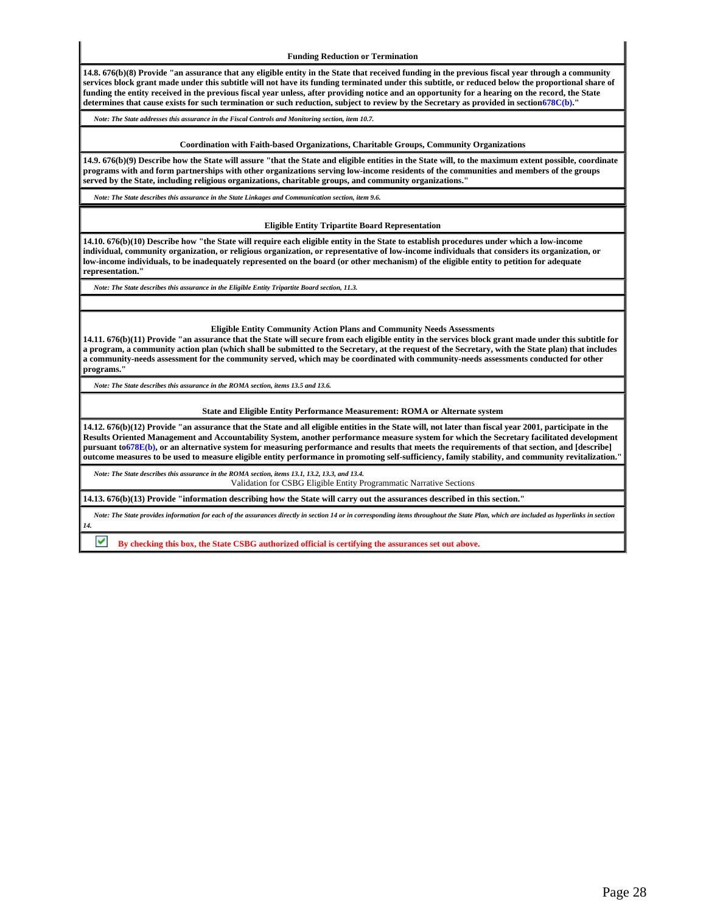**Funding Reduction or Termination**

**14.8. 676(b)(8) Provide "an assurance that any eligible entity in the State that received funding in the previous fiscal year through a community services block grant made under this subtitle will not have its funding terminated under this subtitle, or reduced below the proportional share of funding the entity received in the previous fiscal year unless, after providing notice and an opportunity for a hearing on the record, the State determines that cause exists for such termination or such reduction, subject to review by the Secretary as provided in section678C(b)."**

*Note: The State addresses this assurance in the Fiscal Controls and Monitoring section, item 10.7.*

**Coordination with Faith-based Organizations, Charitable Groups, Community Organizations**

**14.9. 676(b)(9) Describe how the State will assure "that the State and eligible entities in the State will, to the maximum extent possible, coordinate programs with and form partnerships with other organizations serving low-income residents of the communities and members of the groups served by the State, including religious organizations, charitable groups, and community organizations."**

*Note: The State describes this assurance in the State Linkages and Communication section, item 9.6.*

**Eligible Entity Tripartite Board Representation**

**14.10. 676(b)(10) Describe how "the State will require each eligible entity in the State to establish procedures under which a low-income individual, community organization, or religious organization, or representative of low-income individuals that considers its organization, or low-income individuals, to be inadequately represented on the board (or other mechanism) of the eligible entity to petition for adequate representation."**

*Note: The State describes this assurance in the Eligible Entity Tripartite Board section, 11.3.*

**Eligible Entity Community Action Plans and Community Needs Assessments**

**14.11. 676(b)(11) Provide "an assurance that the State will secure from each eligible entity in the services block grant made under this subtitle for a program, a community action plan (which shall be submitted to the Secretary, at the request of the Secretary, with the State plan) that includes a community-needs assessment for the community served, which may be coordinated with community-needs assessments conducted for other programs."**

*Note: The State describes this assurance in the ROMA section, items 13.5 and 13.6.*

**State and Eligible Entity Performance Measurement: ROMA or Alternate system**

**14.12. 676(b)(12) Provide "an assurance that the State and all eligible entities in the State will, not later than fiscal year 2001, participate in the Results Oriented Management and Accountability System, another performance measure system for which the Secretary facilitated development pursuant to678E(b), or an alternative system for measuring performance and results that meets the requirements of that section, and [describe] outcome measures to be used to measure eligible entity performance in promoting self-sufficiency, family stability, and community revitalization."**

*Note: The State describes this assurance in the ROMA section, items 13.1, 13.2, 13.3, and 13.4.*

Validation for CSBG Eligible Entity Programmatic Narrative Sections

**14.13. 676(b)(13) Provide "information describing how the State will carry out the assurances described in this section."**

*Note: The State provides information for each of the assurances directly in section 14 or in corresponding items throughout the State Plan, which are included as hyperlinks in section 14.*

☑ **By checking this box, the State CSBG authorized official is certifying the assurances set out above.**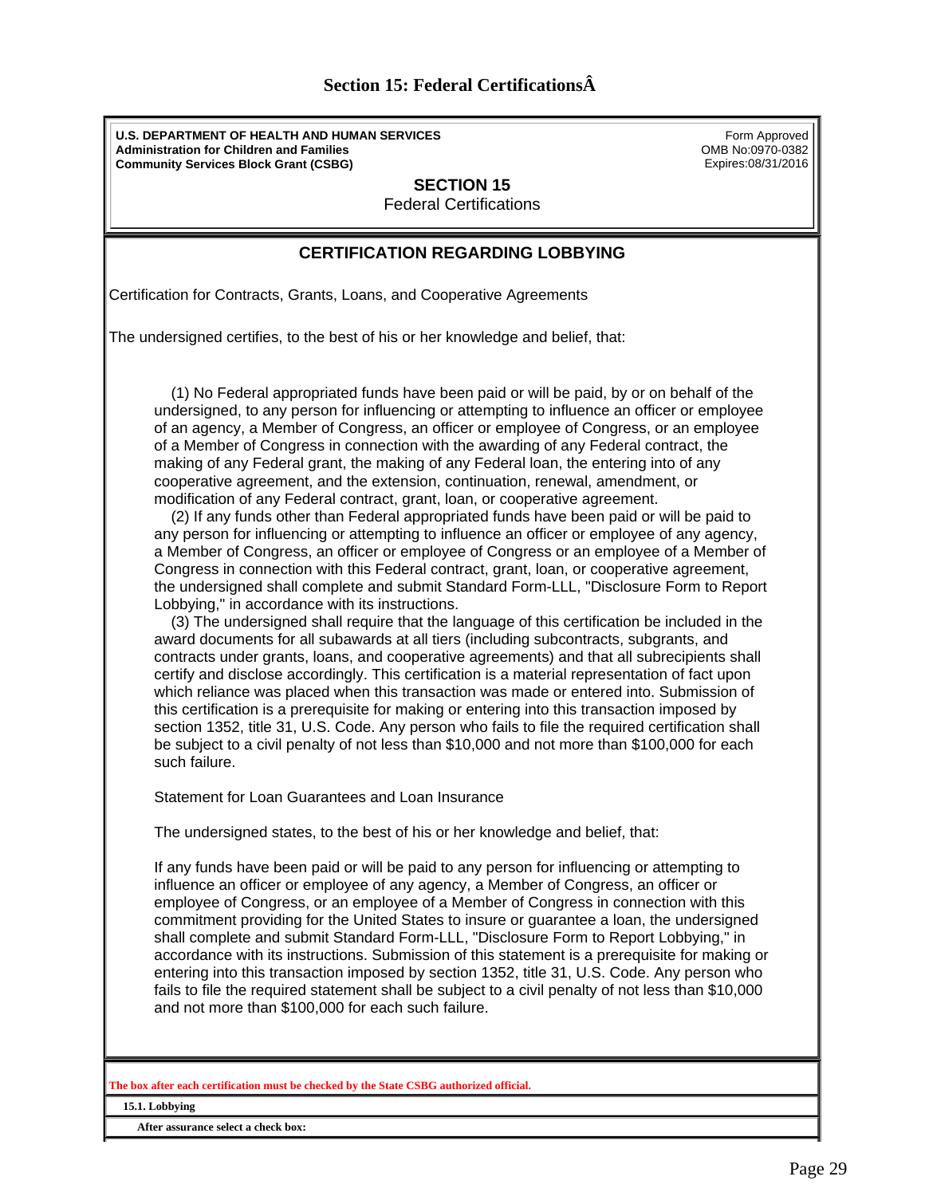# Section 15: Federal CertificationsÂ

**U.S. DEPARTMENT OF HEALTH AND HUMAN SERVICES**
**Administration for Children and Families**
**Community Services Block Grant (CSBG)**

Form Approved
OMB No:0970-0382
Expires:08/31/2016

## SECTION 15
Federal Certifications

## CERTIFICATION REGARDING LOBBYING

Certification for Contracts, Grants, Loans, and Cooperative Agreements

The undersigned certifies, to the best of his or her knowledge and belief, that:

(1) No Federal appropriated funds have been paid or will be paid, by or on behalf of the undersigned, to any person for influencing or attempting to influence an officer or employee of an agency, a Member of Congress, an officer or employee of Congress, or an employee of a Member of Congress in connection with the awarding of any Federal contract, the making of any Federal grant, the making of any Federal loan, the entering into of any cooperative agreement, and the extension, continuation, renewal, amendment, or modification of any Federal contract, grant, loan, or cooperative agreement.

(2) If any funds other than Federal appropriated funds have been paid or will be paid to any person for influencing or attempting to influence an officer or employee of any agency, a Member of Congress, an officer or employee of Congress or an employee of a Member of Congress in connection with this Federal contract, grant, loan, or cooperative agreement, the undersigned shall complete and submit Standard Form-LLL, "Disclosure Form to Report Lobbying," in accordance with its instructions.

(3) The undersigned shall require that the language of this certification be included in the award documents for all subawards at all tiers (including subcontracts, subgrants, and contracts under grants, loans, and cooperative agreements) and that all subrecipients shall certify and disclose accordingly. This certification is a material representation of fact upon which reliance was placed when this transaction was made or entered into. Submission of this certification is a prerequisite for making or entering into this transaction imposed by section 1352, title 31, U.S. Code. Any person who fails to file the required certification shall be subject to a civil penalty of not less than $10,000 and not more than $100,000 for each such failure.

Statement for Loan Guarantees and Loan Insurance

The undersigned states, to the best of his or her knowledge and belief, that:

If any funds have been paid or will be paid to any person for influencing or attempting to influence an officer or employee of any agency, a Member of Congress, an officer or employee of Congress, or an employee of a Member of Congress in connection with this commitment providing for the United States to insure or guarantee a loan, the undersigned shall complete and submit Standard Form-LLL, "Disclosure Form to Report Lobbying," in accordance with its instructions. Submission of this statement is a prerequisite for making or entering into this transaction imposed by section 1352, title 31, U.S. Code. Any person who fails to file the required statement shall be subject to a civil penalty of not less than $10,000 and not more than $100,000 for each such failure.

**The box after each certification must be checked by the State CSBG authorized official.**

**15.1. Lobbying**

**After assurance select a check box:**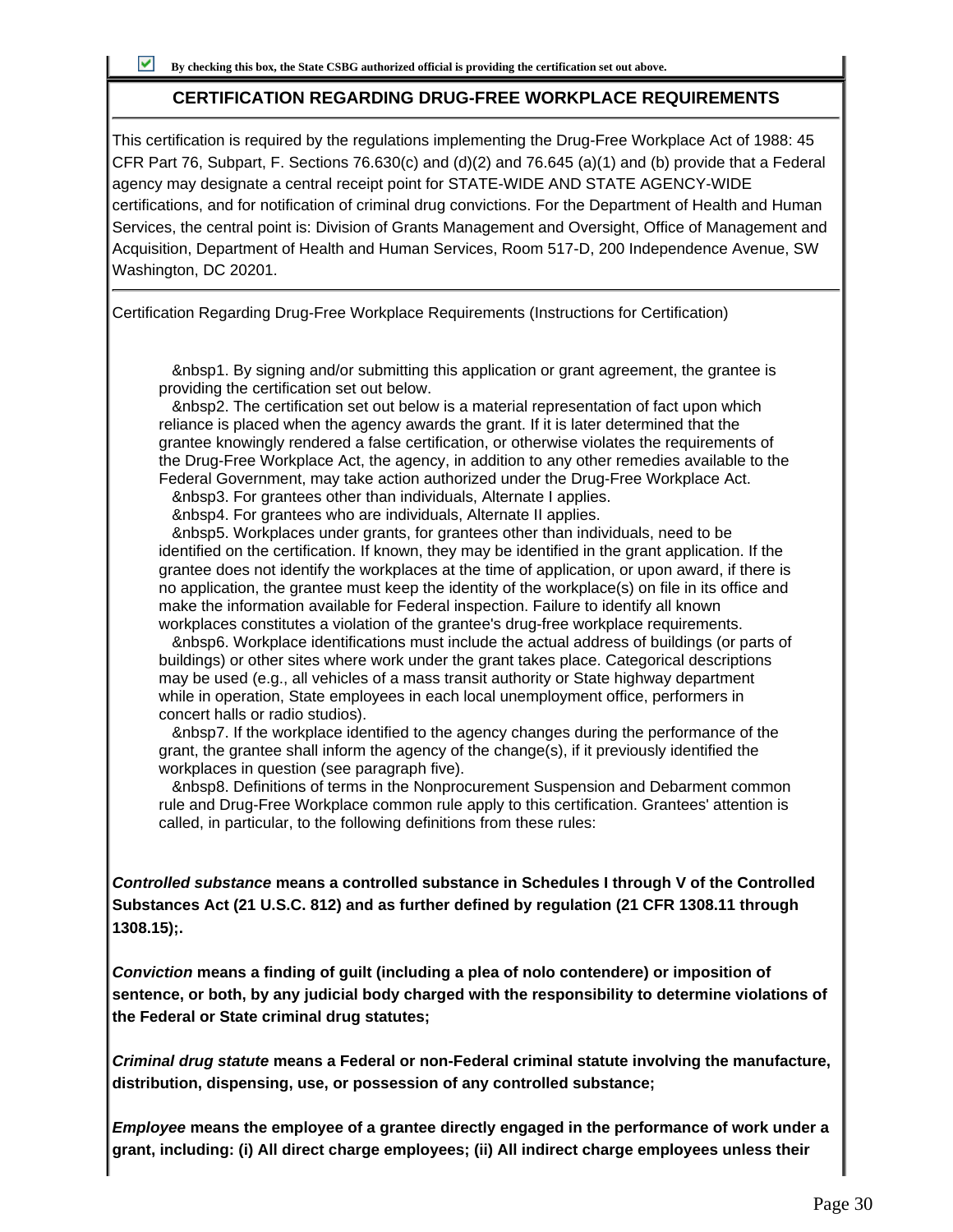☑ **By checking this box, the State CSBG authorized official is providing the certification set out above.**

## CERTIFICATION REGARDING DRUG-FREE WORKPLACE REQUIREMENTS

This certification is required by the regulations implementing the Drug-Free Workplace Act of 1988: 45 CFR Part 76, Subpart, F. Sections 76.630(c) and (d)(2) and 76.645 (a)(1) and (b) provide that a Federal agency may designate a central receipt point for STATE-WIDE AND STATE AGENCY-WIDE certifications, and for notification of criminal drug convictions. For the Department of Health and Human Services, the central point is: Division of Grants Management and Oversight, Office of Management and Acquisition, Department of Health and Human Services, Room 517-D, 200 Independence Avenue, SW Washington, DC 20201.

Certification Regarding Drug-Free Workplace Requirements (Instructions for Certification)

&nbsp1. By signing and/or submitting this application or grant agreement, the grantee is providing the certification set out below.
&nbsp2. The certification set out below is a material representation of fact upon which reliance is placed when the agency awards the grant. If it is later determined that the grantee knowingly rendered a false certification, or otherwise violates the requirements of the Drug-Free Workplace Act, the agency, in addition to any other remedies available to the Federal Government, may take action authorized under the Drug-Free Workplace Act.
&nbsp3. For grantees other than individuals, Alternate I applies.
&nbsp4. For grantees who are individuals, Alternate II applies.
&nbsp5. Workplaces under grants, for grantees other than individuals, need to be identified on the certification. If known, they may be identified in the grant application. If the grantee does not identify the workplaces at the time of application, or upon award, if there is no application, the grantee must keep the identity of the workplace(s) on file in its office and make the information available for Federal inspection. Failure to identify all known workplaces constitutes a violation of the grantee's drug-free workplace requirements.
&nbsp6. Workplace identifications must include the actual address of buildings (or parts of buildings) or other sites where work under the grant takes place. Categorical descriptions may be used (e.g., all vehicles of a mass transit authority or State highway department while in operation, State employees in each local unemployment office, performers in concert halls or radio studios).
&nbsp7. If the workplace identified to the agency changes during the performance of the grant, the grantee shall inform the agency of the change(s), if it previously identified the workplaces in question (see paragraph five).
&nbsp8. Definitions of terms in the Nonprocurement Suspension and Debarment common rule and Drug-Free Workplace common rule apply to this certification. Grantees' attention is called, in particular, to the following definitions from these rules:

***Controlled substance* means a controlled substance in Schedules I through V of the Controlled Substances Act (21 U.S.C. 812) and as further defined by regulation (21 CFR 1308.11 through 1308.15);.**

***Conviction* means a finding of guilt (including a plea of nolo contendere) or imposition of sentence, or both, by any judicial body charged with the responsibility to determine violations of the Federal or State criminal drug statutes;**

***Criminal drug statute* means a Federal or non-Federal criminal statute involving the manufacture, distribution, dispensing, use, or possession of any controlled substance;**

***Employee* means the employee of a grantee directly engaged in the performance of work under a grant, including: (i) All direct charge employees; (ii) All indirect charge employees unless their**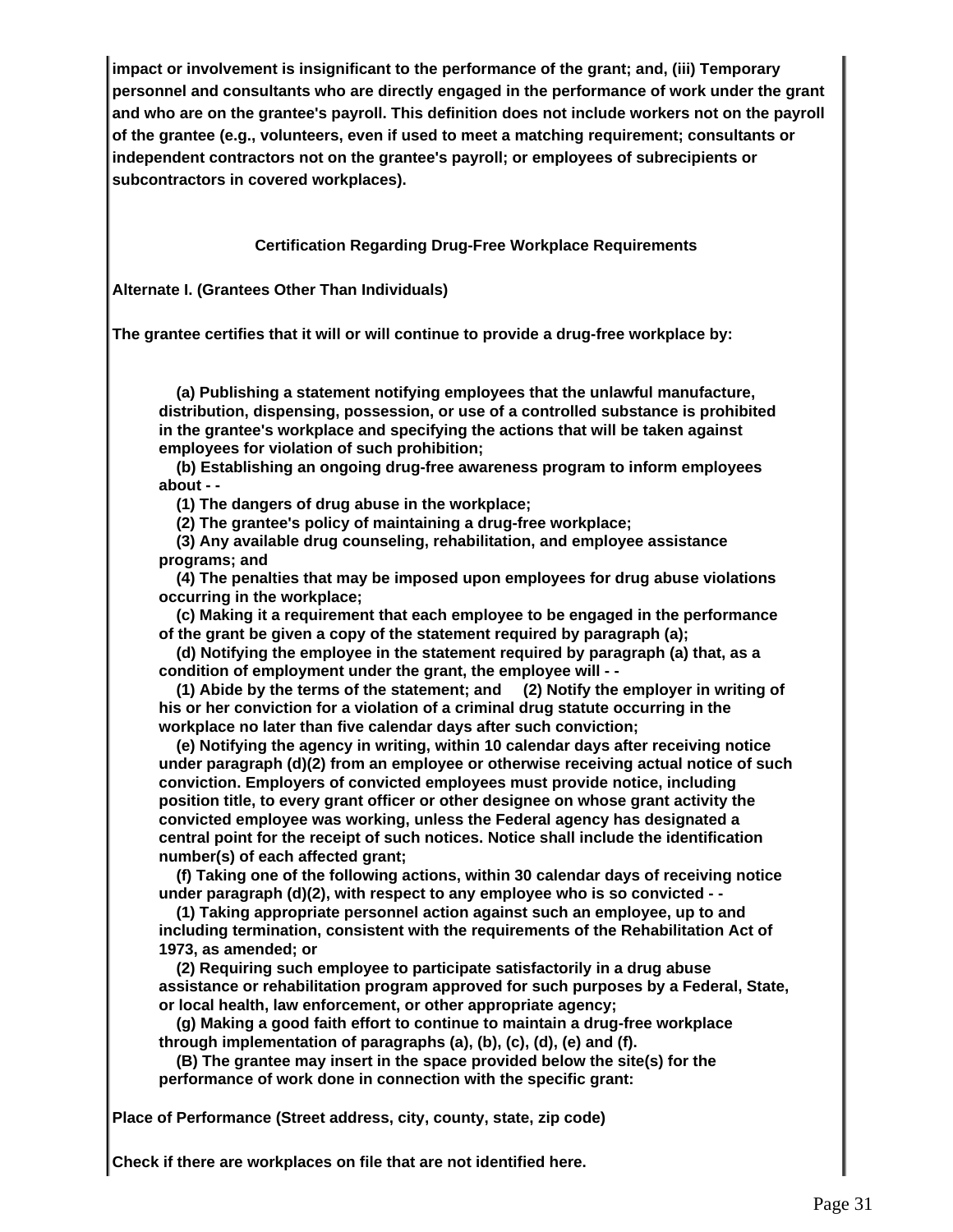**impact or involvement is insignificant to the performance of the grant; and, (iii) Temporary personnel and consultants who are directly engaged in the performance of work under the grant and who are on the grantee's payroll. This definition does not include workers not on the payroll of the grantee (e.g., volunteers, even if used to meet a matching requirement; consultants or independent contractors not on the grantee's payroll; or employees of subrecipients or subcontractors in covered workplaces).**

## Certification Regarding Drug-Free Workplace Requirements

**Alternate I. (Grantees Other Than Individuals)**

**The grantee certifies that it will or will continue to provide a drug-free workplace by:**

**(a) Publishing a statement notifying employees that the unlawful manufacture, distribution, dispensing, possession, or use of a controlled substance is prohibited in the grantee's workplace and specifying the actions that will be taken against employees for violation of such prohibition;**

**(b) Establishing an ongoing drug-free awareness program to inform employees about - -**

**(1) The dangers of drug abuse in the workplace;**

**(2) The grantee's policy of maintaining a drug-free workplace;**

**(3) Any available drug counseling, rehabilitation, and employee assistance programs; and**

**(4) The penalties that may be imposed upon employees for drug abuse violations occurring in the workplace;**

**(c) Making it a requirement that each employee to be engaged in the performance of the grant be given a copy of the statement required by paragraph (a);**

**(d) Notifying the employee in the statement required by paragraph (a) that, as a condition of employment under the grant, the employee will - -**

**(1) Abide by the terms of the statement; and (2) Notify the employer in writing of his or her conviction for a violation of a criminal drug statute occurring in the workplace no later than five calendar days after such conviction;**

**(e) Notifying the agency in writing, within 10 calendar days after receiving notice under paragraph (d)(2) from an employee or otherwise receiving actual notice of such conviction. Employers of convicted employees must provide notice, including position title, to every grant officer or other designee on whose grant activity the convicted employee was working, unless the Federal agency has designated a central point for the receipt of such notices. Notice shall include the identification number(s) of each affected grant;**

**(f) Taking one of the following actions, within 30 calendar days of receiving notice under paragraph (d)(2), with respect to any employee who is so convicted - -**

**(1) Taking appropriate personnel action against such an employee, up to and including termination, consistent with the requirements of the Rehabilitation Act of 1973, as amended; or**

**(2) Requiring such employee to participate satisfactorily in a drug abuse assistance or rehabilitation program approved for such purposes by a Federal, State, or local health, law enforcement, or other appropriate agency;**

**(g) Making a good faith effort to continue to maintain a drug-free workplace through implementation of paragraphs (a), (b), (c), (d), (e) and (f).**

**(B) The grantee may insert in the space provided below the site(s) for the performance of work done in connection with the specific grant:**

**Place of Performance (Street address, city, county, state, zip code)**

**Check if there are workplaces on file that are not identified here.**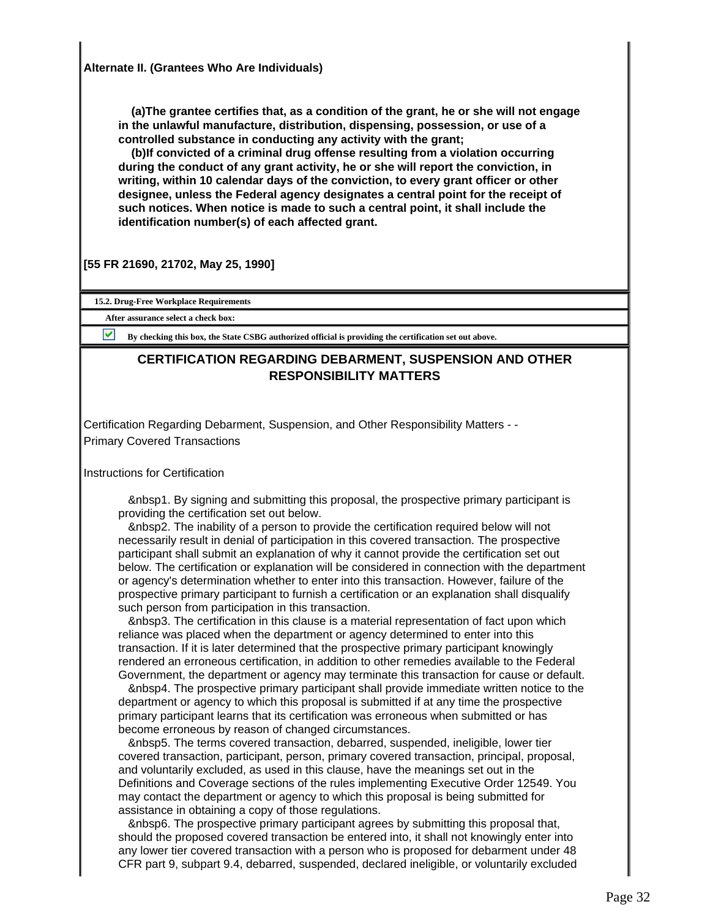**Alternate II. (Grantees Who Are Individuals)**

**(a)The grantee certifies that, as a condition of the grant, he or she will not engage in the unlawful manufacture, distribution, dispensing, possession, or use of a controlled substance in conducting any activity with the grant;**

**(b)If convicted of a criminal drug offense resulting from a violation occurring during the conduct of any grant activity, he or she will report the conviction, in writing, within 10 calendar days of the conviction, to every grant officer or other designee, unless the Federal agency designates a central point for the receipt of such notices. When notice is made to such a central point, it shall include the identification number(s) of each affected grant.**

**[55 FR 21690, 21702, May 25, 1990]**

**15.2. Drug-Free Workplace Requirements**

**After assurance select a check box:**

☑ **By checking this box, the State CSBG authorized official is providing the certification set out above.**

## CERTIFICATION REGARDING DEBARMENT, SUSPENSION AND OTHER RESPONSIBILITY MATTERS

Certification Regarding Debarment, Suspension, and Other Responsibility Matters - - Primary Covered Transactions

Instructions for Certification

&nbsp1. By signing and submitting this proposal, the prospective primary participant is providing the certification set out below.

&nbsp2. The inability of a person to provide the certification required below will not necessarily result in denial of participation in this covered transaction. The prospective participant shall submit an explanation of why it cannot provide the certification set out below. The certification or explanation will be considered in connection with the department or agency's determination whether to enter into this transaction. However, failure of the prospective primary participant to furnish a certification or an explanation shall disqualify such person from participation in this transaction.

&nbsp3. The certification in this clause is a material representation of fact upon which reliance was placed when the department or agency determined to enter into this transaction. If it is later determined that the prospective primary participant knowingly rendered an erroneous certification, in addition to other remedies available to the Federal Government, the department or agency may terminate this transaction for cause or default.

&nbsp4. The prospective primary participant shall provide immediate written notice to the department or agency to which this proposal is submitted if at any time the prospective primary participant learns that its certification was erroneous when submitted or has become erroneous by reason of changed circumstances.

&nbsp5. The terms covered transaction, debarred, suspended, ineligible, lower tier covered transaction, participant, person, primary covered transaction, principal, proposal, and voluntarily excluded, as used in this clause, have the meanings set out in the Definitions and Coverage sections of the rules implementing Executive Order 12549. You may contact the department or agency to which this proposal is being submitted for assistance in obtaining a copy of those regulations.

&nbsp6. The prospective primary participant agrees by submitting this proposal that, should the proposed covered transaction be entered into, it shall not knowingly enter into any lower tier covered transaction with a person who is proposed for debarment under 48 CFR part 9, subpart 9.4, debarred, suspended, declared ineligible, or voluntarily excluded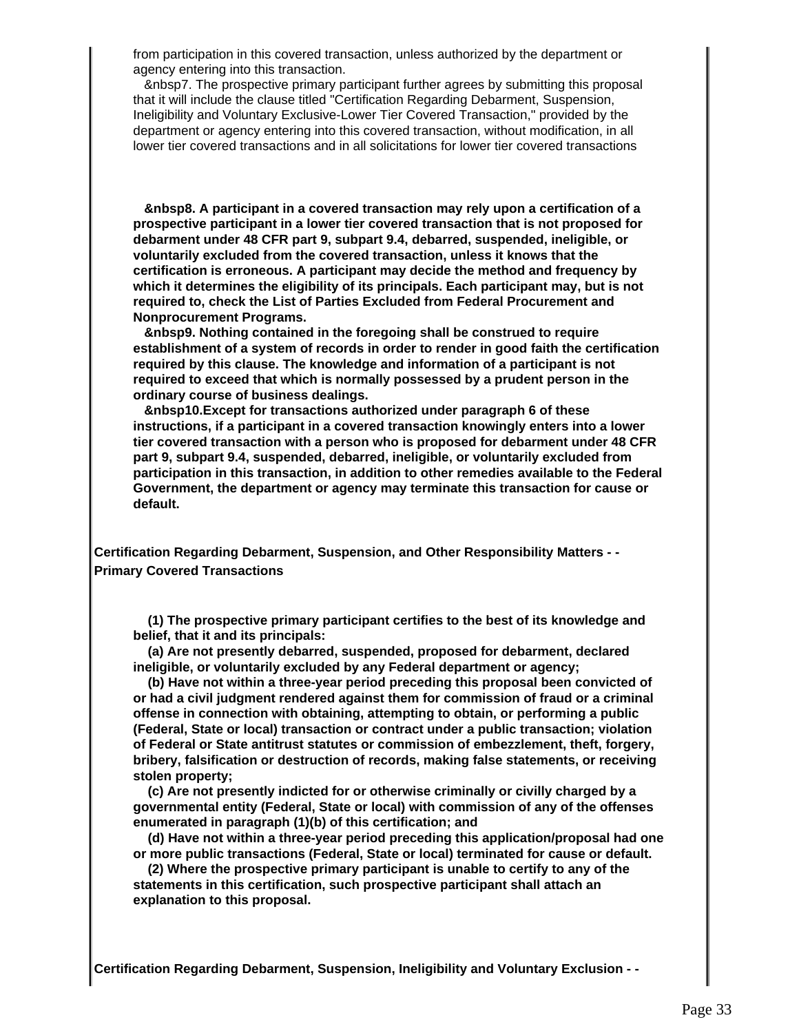from participation in this covered transaction, unless authorized by the department or agency entering into this transaction.

&nbsp7. The prospective primary participant further agrees by submitting this proposal that it will include the clause titled "Certification Regarding Debarment, Suspension, Ineligibility and Voluntary Exclusive-Lower Tier Covered Transaction," provided by the department or agency entering into this covered transaction, without modification, in all lower tier covered transactions and in all solicitations for lower tier covered transactions

**&nbsp8. A participant in a covered transaction may rely upon a certification of a prospective participant in a lower tier covered transaction that is not proposed for debarment under 48 CFR part 9, subpart 9.4, debarred, suspended, ineligible, or voluntarily excluded from the covered transaction, unless it knows that the certification is erroneous. A participant may decide the method and frequency by which it determines the eligibility of its principals. Each participant may, but is not required to, check the List of Parties Excluded from Federal Procurement and Nonprocurement Programs.**

**&nbsp9. Nothing contained in the foregoing shall be construed to require establishment of a system of records in order to render in good faith the certification required by this clause. The knowledge and information of a participant is not required to exceed that which is normally possessed by a prudent person in the ordinary course of business dealings.**

**&nbsp10.Except for transactions authorized under paragraph 6 of these instructions, if a participant in a covered transaction knowingly enters into a lower tier covered transaction with a person who is proposed for debarment under 48 CFR part 9, subpart 9.4, suspended, debarred, ineligible, or voluntarily excluded from participation in this transaction, in addition to other remedies available to the Federal Government, the department or agency may terminate this transaction for cause or default.**

**Certification Regarding Debarment, Suspension, and Other Responsibility Matters - - Primary Covered Transactions**

**(1) The prospective primary participant certifies to the best of its knowledge and belief, that it and its principals:**

**(a) Are not presently debarred, suspended, proposed for debarment, declared ineligible, or voluntarily excluded by any Federal department or agency;**

**(b) Have not within a three-year period preceding this proposal been convicted of or had a civil judgment rendered against them for commission of fraud or a criminal offense in connection with obtaining, attempting to obtain, or performing a public (Federal, State or local) transaction or contract under a public transaction; violation of Federal or State antitrust statutes or commission of embezzlement, theft, forgery, bribery, falsification or destruction of records, making false statements, or receiving stolen property;**

**(c) Are not presently indicted for or otherwise criminally or civilly charged by a governmental entity (Federal, State or local) with commission of any of the offenses enumerated in paragraph (1)(b) of this certification; and**

**(d) Have not within a three-year period preceding this application/proposal had one or more public transactions (Federal, State or local) terminated for cause or default.**

**(2) Where the prospective primary participant is unable to certify to any of the statements in this certification, such prospective participant shall attach an explanation to this proposal.**

**Certification Regarding Debarment, Suspension, Ineligibility and Voluntary Exclusion - -**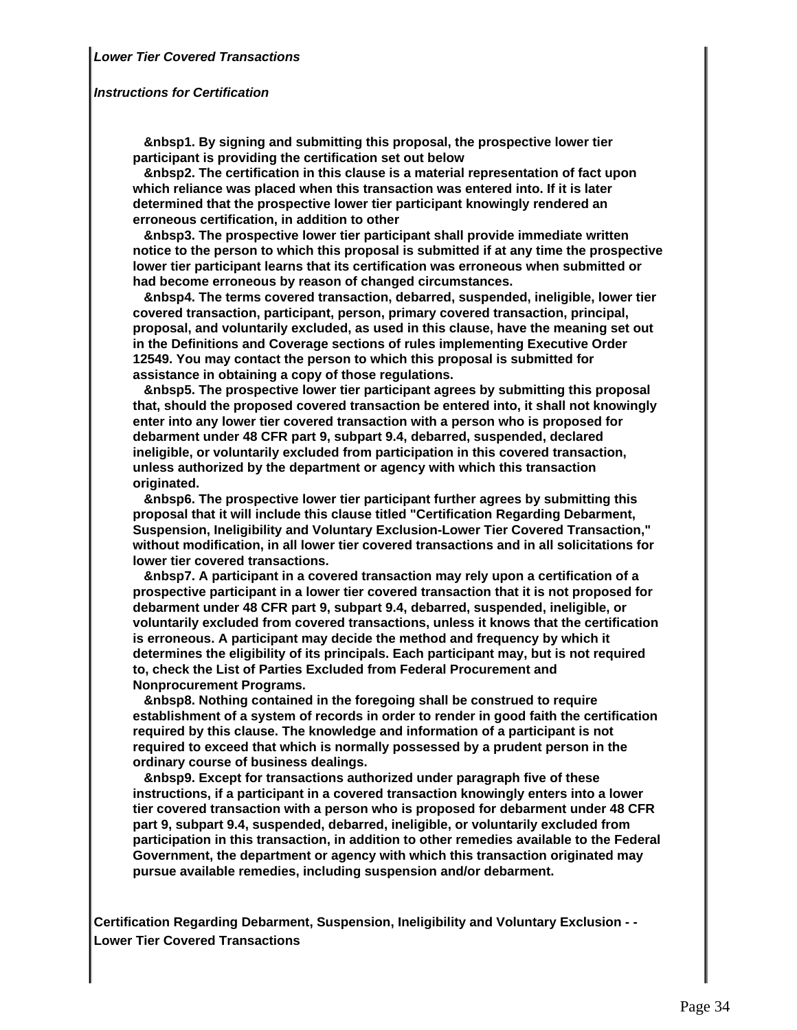***Lower Tier Covered Transactions***

***Instructions for Certification***

**&nbsp1. By signing and submitting this proposal, the prospective lower tier participant is providing the certification set out below**

**&nbsp2. The certification in this clause is a material representation of fact upon which reliance was placed when this transaction was entered into. If it is later determined that the prospective lower tier participant knowingly rendered an erroneous certification, in addition to other**

**&nbsp3. The prospective lower tier participant shall provide immediate written notice to the person to which this proposal is submitted if at any time the prospective lower tier participant learns that its certification was erroneous when submitted or had become erroneous by reason of changed circumstances.**

**&nbsp4. The terms covered transaction, debarred, suspended, ineligible, lower tier covered transaction, participant, person, primary covered transaction, principal, proposal, and voluntarily excluded, as used in this clause, have the meaning set out in the Definitions and Coverage sections of rules implementing Executive Order 12549. You may contact the person to which this proposal is submitted for assistance in obtaining a copy of those regulations.**

**&nbsp5. The prospective lower tier participant agrees by submitting this proposal that, should the proposed covered transaction be entered into, it shall not knowingly enter into any lower tier covered transaction with a person who is proposed for debarment under 48 CFR part 9, subpart 9.4, debarred, suspended, declared ineligible, or voluntarily excluded from participation in this covered transaction, unless authorized by the department or agency with which this transaction originated.**

**&nbsp6. The prospective lower tier participant further agrees by submitting this proposal that it will include this clause titled "Certification Regarding Debarment, Suspension, Ineligibility and Voluntary Exclusion-Lower Tier Covered Transaction," without modification, in all lower tier covered transactions and in all solicitations for lower tier covered transactions.**

**&nbsp7. A participant in a covered transaction may rely upon a certification of a prospective participant in a lower tier covered transaction that it is not proposed for debarment under 48 CFR part 9, subpart 9.4, debarred, suspended, ineligible, or voluntarily excluded from covered transactions, unless it knows that the certification is erroneous. A participant may decide the method and frequency by which it determines the eligibility of its principals. Each participant may, but is not required to, check the List of Parties Excluded from Federal Procurement and Nonprocurement Programs.**

**&nbsp8. Nothing contained in the foregoing shall be construed to require establishment of a system of records in order to render in good faith the certification required by this clause. The knowledge and information of a participant is not required to exceed that which is normally possessed by a prudent person in the ordinary course of business dealings.**

**&nbsp9. Except for transactions authorized under paragraph five of these instructions, if a participant in a covered transaction knowingly enters into a lower tier covered transaction with a person who is proposed for debarment under 48 CFR part 9, subpart 9.4, suspended, debarred, ineligible, or voluntarily excluded from participation in this transaction, in addition to other remedies available to the Federal Government, the department or agency with which this transaction originated may pursue available remedies, including suspension and/or debarment.**

**Certification Regarding Debarment, Suspension, Ineligibility and Voluntary Exclusion - - Lower Tier Covered Transactions**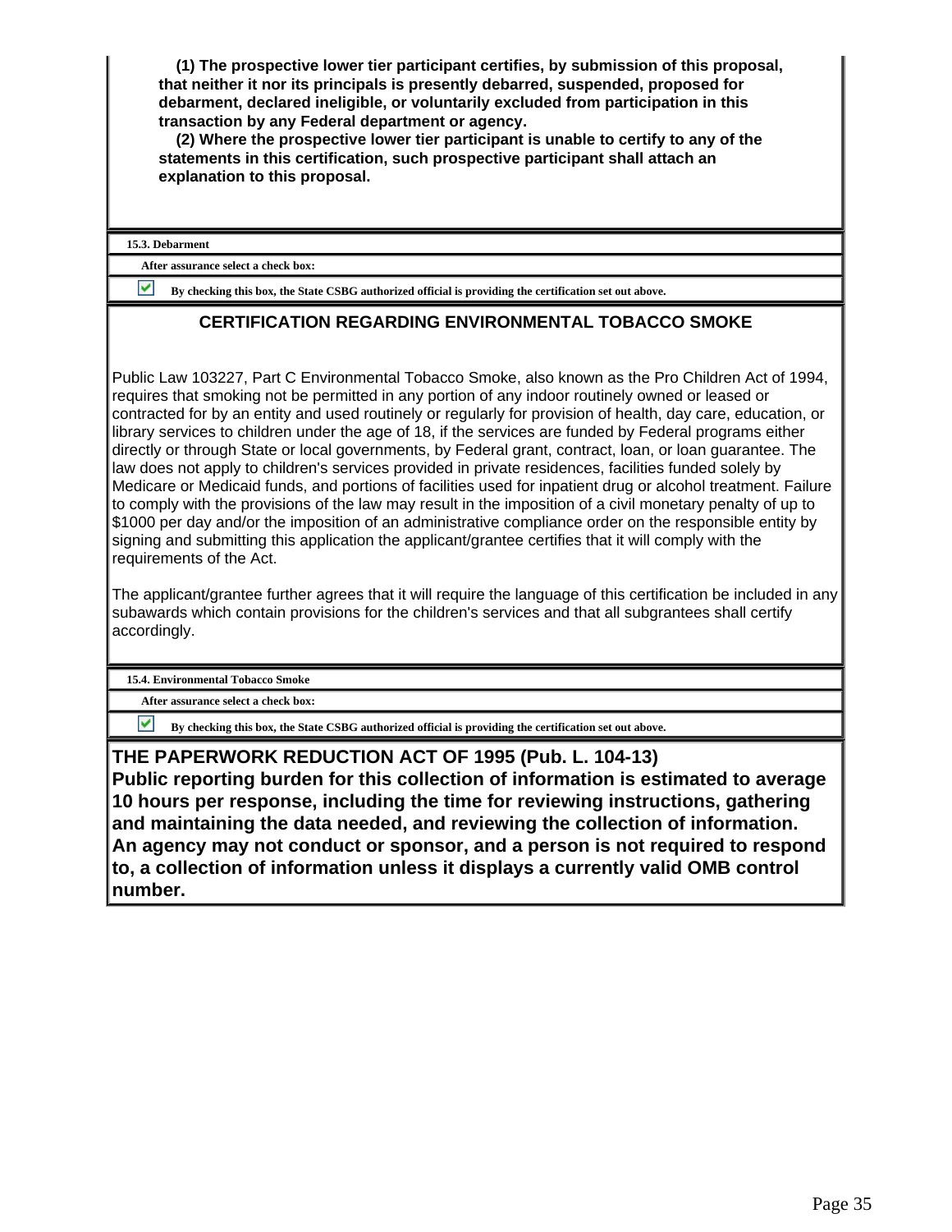**(1) The prospective lower tier participant certifies, by submission of this proposal, that neither it nor its principals is presently debarred, suspended, proposed for debarment, declared ineligible, or voluntarily excluded from participation in this transaction by any Federal department or agency.**

**(2) Where the prospective lower tier participant is unable to certify to any of the statements in this certification, such prospective participant shall attach an explanation to this proposal.**

**15.3. Debarment**

**After assurance select a check box:**

☑ **By checking this box, the State CSBG authorized official is providing the certification set out above.**

## CERTIFICATION REGARDING ENVIRONMENTAL TOBACCO SMOKE

Public Law 103227, Part C Environmental Tobacco Smoke, also known as the Pro Children Act of 1994, requires that smoking not be permitted in any portion of any indoor routinely owned or leased or contracted for by an entity and used routinely or regularly for provision of health, day care, education, or library services to children under the age of 18, if the services are funded by Federal programs either directly or through State or local governments, by Federal grant, contract, loan, or loan guarantee. The law does not apply to children's services provided in private residences, facilities funded solely by Medicare or Medicaid funds, and portions of facilities used for inpatient drug or alcohol treatment. Failure to comply with the provisions of the law may result in the imposition of a civil monetary penalty of up to $1000 per day and/or the imposition of an administrative compliance order on the responsible entity by signing and submitting this application the applicant/grantee certifies that it will comply with the requirements of the Act.

The applicant/grantee further agrees that it will require the language of this certification be included in any subawards which contain provisions for the children's services and that all subgrantees shall certify accordingly.

**15.4. Environmental Tobacco Smoke**

**After assurance select a check box:**

☑ **By checking this box, the State CSBG authorized official is providing the certification set out above.**

**THE PAPERWORK REDUCTION ACT OF 1995 (Pub. L. 104-13)**
**Public reporting burden for this collection of information is estimated to average 10 hours per response, including the time for reviewing instructions, gathering and maintaining the data needed, and reviewing the collection of information. An agency may not conduct or sponsor, and a person is not required to respond to, a collection of information unless it displays a currently valid OMB control number.**